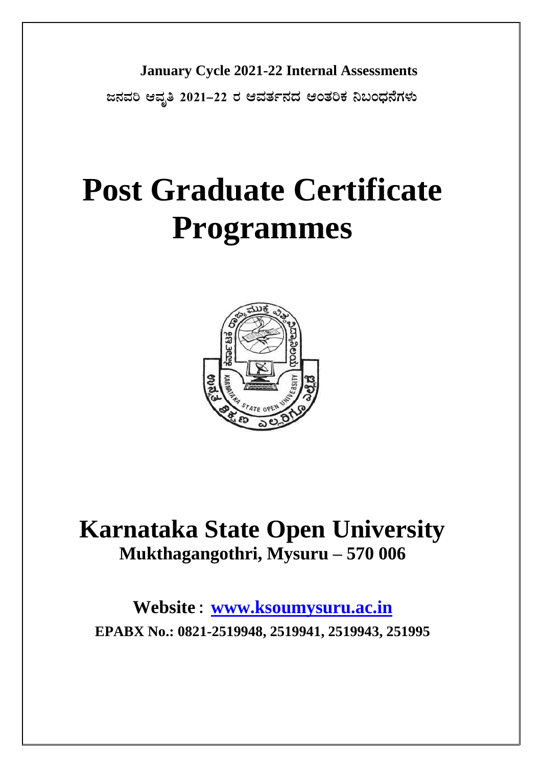**January Cycle 2021-22 Internal Assessments**

**ಜನವರಿ ಆವೃತಿ 2021–22 ರ ಆವರ್ತನದ ಆಂತರಿಕ ನಿಬಂಧನೆಗಳು**

# Post Graduate Certificate Programmes

# Karnataka State Open University

## Mukthagangothri, Mysuru – 570 006

**Website : www.ksoumysuru.ac.in**

**EPABX No.: 0821-2519948, 2519941, 2519943, 251995**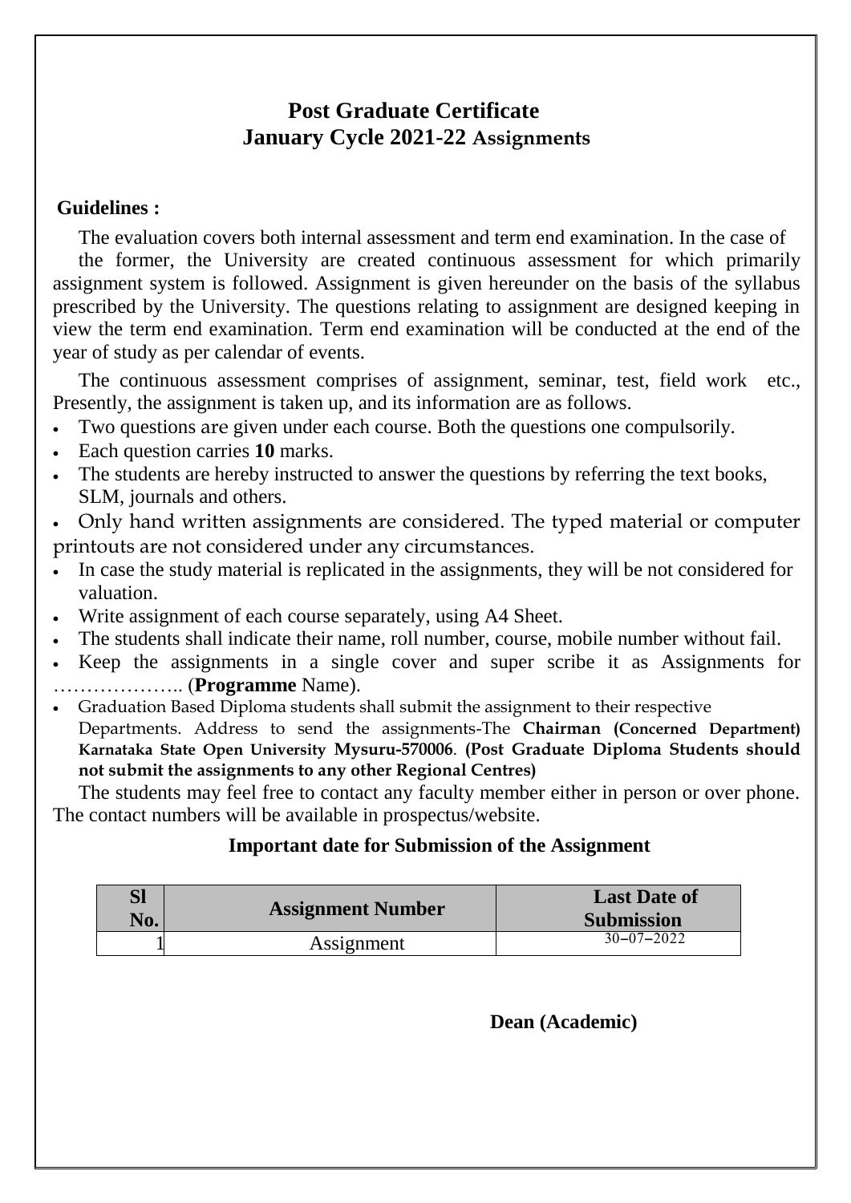# Post Graduate Certificate
## January Cycle 2021-22 Assignments

**Guidelines :**

The evaluation covers both internal assessment and term end examination. In the case of the former, the University are created continuous assessment for which primarily assignment system is followed. Assignment is given hereunder on the basis of the syllabus prescribed by the University. The questions relating to assignment are designed keeping in view the term end examination. Term end examination will be conducted at the end of the year of study as per calendar of events.

The continuous assessment comprises of assignment, seminar, test, field work etc., Presently, the assignment is taken up, and its information are as follows.

- Two questions are given under each course. Both the questions one compulsorily.
- Each question carries **10** marks.
- The students are hereby instructed to answer the questions by referring the text books, SLM, journals and others.
- Only hand written assignments are considered. The typed material or computer printouts are not considered under any circumstances.
- In case the study material is replicated in the assignments, they will be not considered for valuation.
- Write assignment of each course separately, using A4 Sheet.
- The students shall indicate their name, roll number, course, mobile number without fail.
- Keep the assignments in a single cover and super scribe it as Assignments for ……………….. (**Programme** Name).
- Graduation Based Diploma students shall submit the assignment to their respective Departments. Address to send the assignments-The **Chairman (Concerned Department) Karnataka State Open University Mysuru-570006**. **(Post Graduate Diploma Students should not submit the assignments to any other Regional Centres)**

The students may feel free to contact any faculty member either in person or over phone. The contact numbers will be available in prospectus/website.

**Important date for Submission of the Assignment**

| Sl No. | Assignment Number | Last Date of Submission |
|---|---|---|
| 1 | Assignment | 30–07–2022 |

**Dean (Academic)**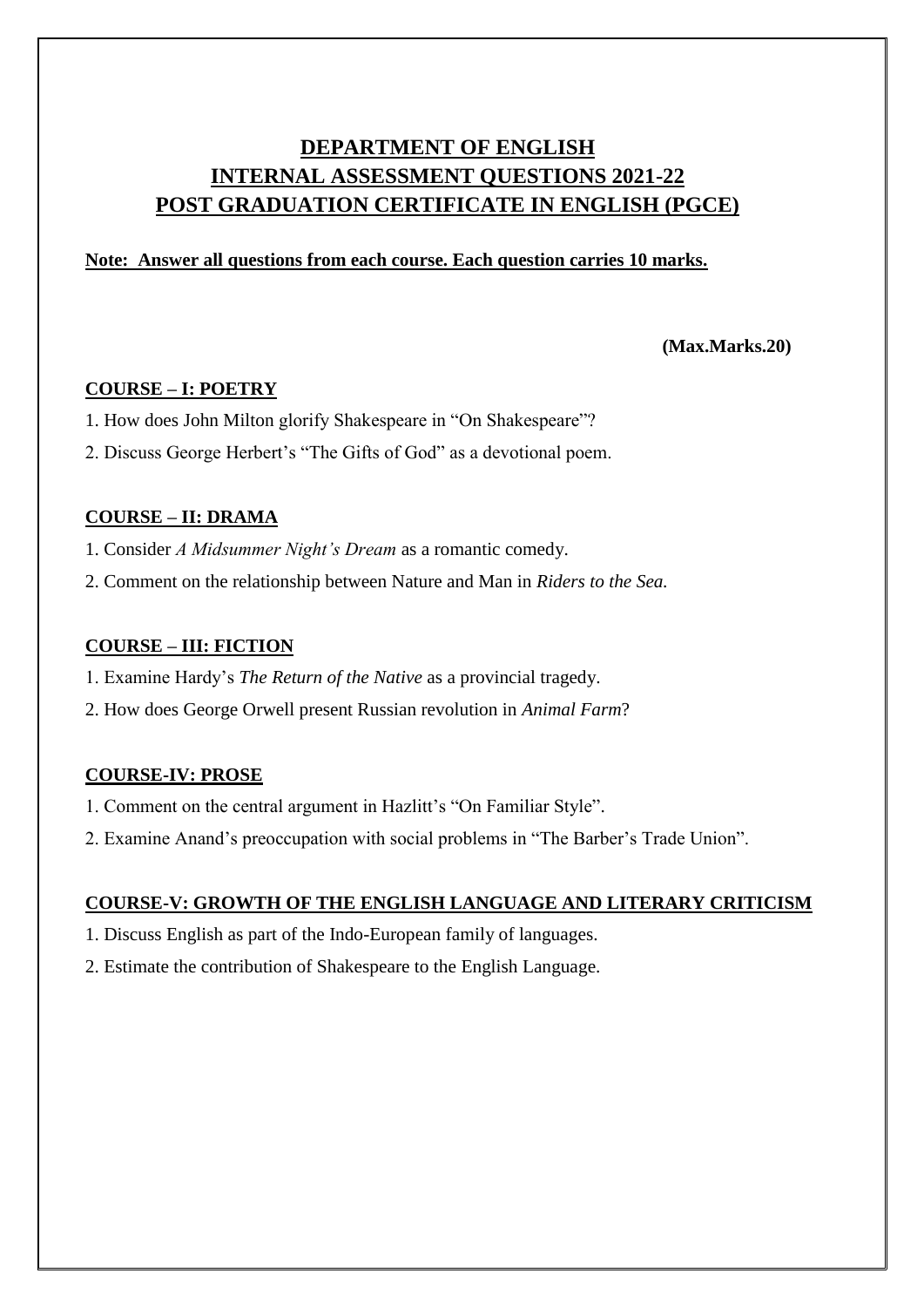# DEPARTMENT OF ENGLISH
# INTERNAL ASSESSMENT QUESTIONS 2021-22
# POST GRADUATION CERTIFICATE IN ENGLISH (PGCE)

**Note: Answer all questions from each course. Each question carries 10 marks.**

**(Max.Marks.20)**

## COURSE – I: POETRY

1. How does John Milton glorify Shakespeare in "On Shakespeare"?
2. Discuss George Herbert's "The Gifts of God" as a devotional poem.

## COURSE – II: DRAMA

1. Consider *A Midsummer Night's Dream* as a romantic comedy.
2. Comment on the relationship between Nature and Man in *Riders to the Sea.*

## COURSE – III: FICTION

1. Examine Hardy's *The Return of the Native* as a provincial tragedy.
2. How does George Orwell present Russian revolution in *Animal Farm*?

## COURSE-IV: PROSE

1. Comment on the central argument in Hazlitt's "On Familiar Style".
2. Examine Anand's preoccupation with social problems in "The Barber's Trade Union".

## COURSE-V: GROWTH OF THE ENGLISH LANGUAGE AND LITERARY CRITICISM

1. Discuss English as part of the Indo-European family of languages.
2. Estimate the contribution of Shakespeare to the English Language.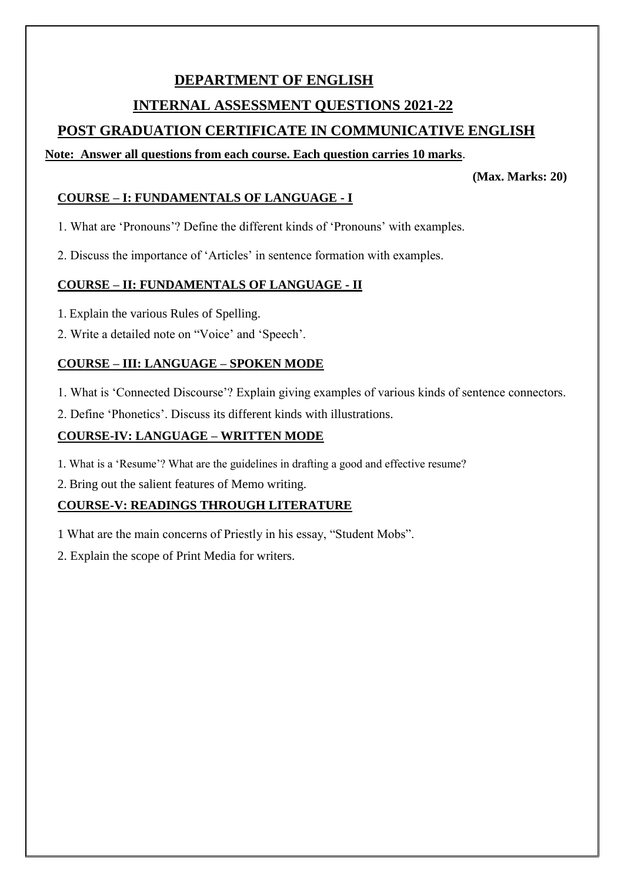# DEPARTMENT OF ENGLISH

## INTERNAL ASSESSMENT QUESTIONS 2021-22

## POST GRADUATION CERTIFICATE IN COMMUNICATIVE ENGLISH

**Note: Answer all questions from each course. Each question carries 10 marks**.

**(Max. Marks: 20)**

### COURSE – I: FUNDAMENTALS OF LANGUAGE - I

1. What are 'Pronouns'? Define the different kinds of 'Pronouns' with examples.

2. Discuss the importance of 'Articles' in sentence formation with examples.

### COURSE – II: FUNDAMENTALS OF LANGUAGE - II

1. Explain the various Rules of Spelling.
2. Write a detailed note on "Voice' and 'Speech'.

### COURSE – III: LANGUAGE – SPOKEN MODE

1. What is 'Connected Discourse'? Explain giving examples of various kinds of sentence connectors.
2. Define 'Phonetics'. Discuss its different kinds with illustrations.

### COURSE-IV: LANGUAGE – WRITTEN MODE

1. What is a 'Resume'? What are the guidelines in drafting a good and effective resume?
2. Bring out the salient features of Memo writing.

### COURSE-V: READINGS THROUGH LITERATURE

1 What are the main concerns of Priestly in his essay, "Student Mobs".

2. Explain the scope of Print Media for writers.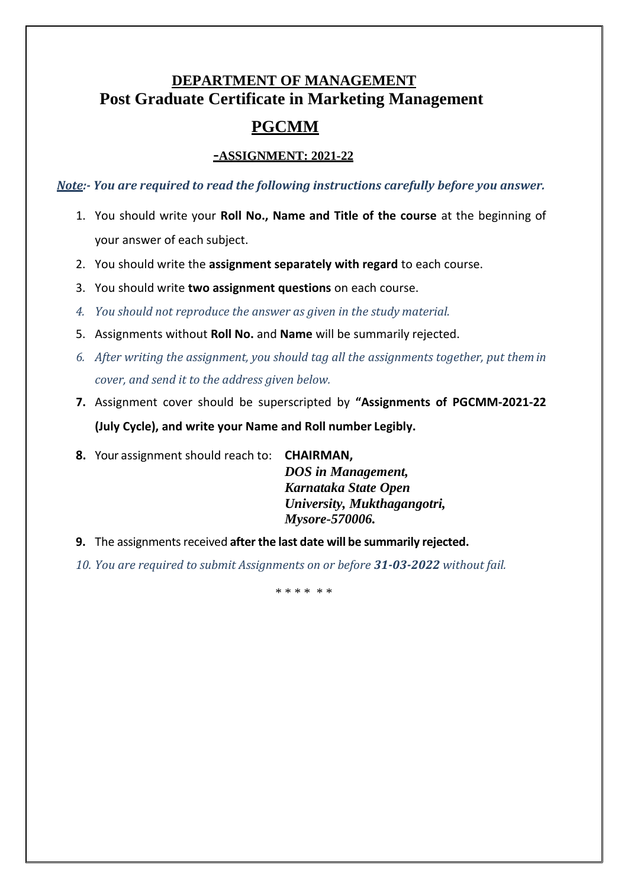# DEPARTMENT OF MANAGEMENT

## Post Graduate Certificate in Marketing Management

## PGCMM

### -ASSIGNMENT: 2021-22

***Note:- You are required to read the following instructions carefully before you answer.***

1. You should write your **Roll No., Name and Title of the course** at the beginning of your answer of each subject.
2. You should write the **assignment separately with regard** to each course.
3. You should write **two assignment questions** on each course.
4. *You should not reproduce the answer as given in the study material.*
5. Assignments without **Roll No.** and **Name** will be summarily rejected.
6. *After writing the assignment, you should tag all the assignments together, put them in cover, and send it to the address given below.*
7. Assignment cover should be superscripted by **"Assignments of PGCMM-2021-22 (July Cycle), and write your Name and Roll number Legibly.**
8. Your assignment should reach to: **CHAIRMAN,**
   ***DOS in Management,***
   ***Karnataka State Open University, Mukthagangotri,***
   ***Mysore-570006.***
9. The assignments received **after the last date will be summarily rejected.**
10. *You are required to submit Assignments on or before* ***31-03-2022*** *without fail.*

\* \* \* \* \* \*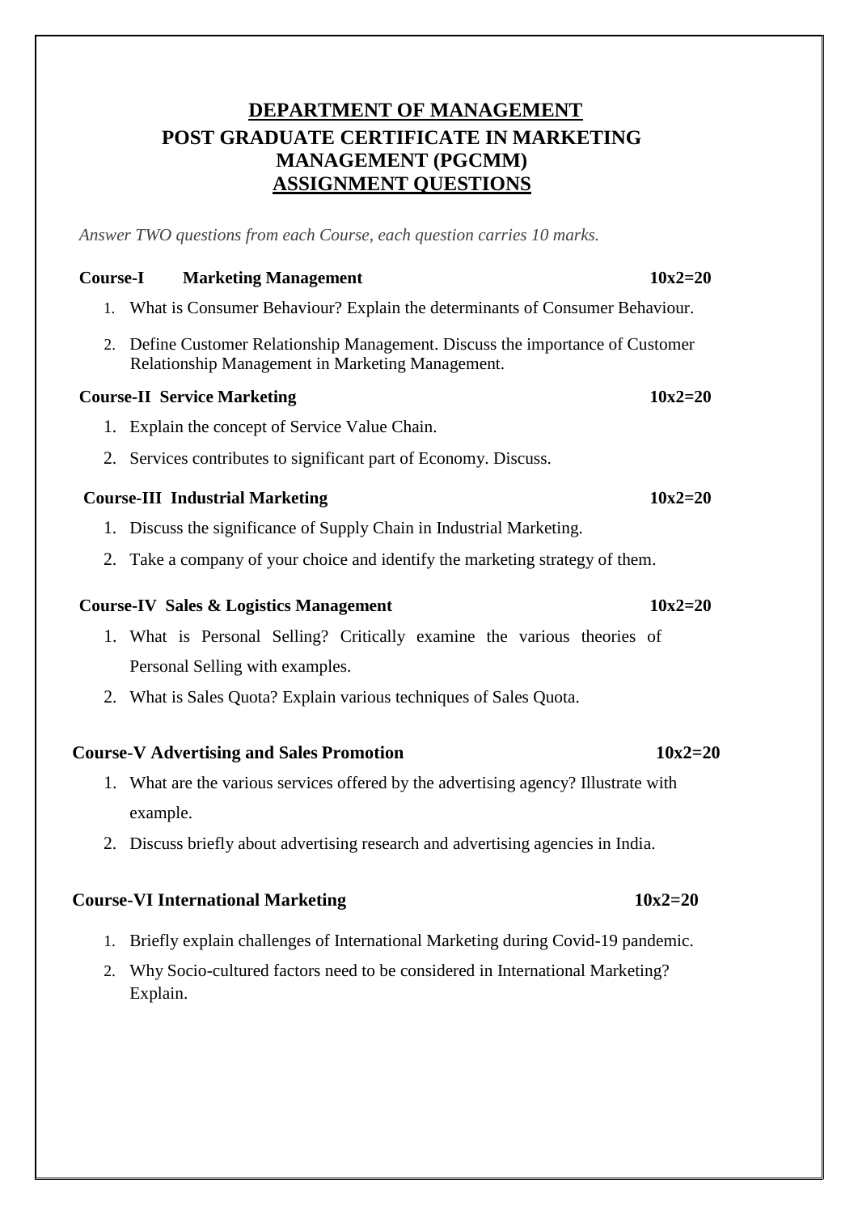# DEPARTMENT OF MANAGEMENT

## POST GRADUATE CERTIFICATE IN MARKETING MANAGEMENT (PGCMM)

## ASSIGNMENT QUESTIONS

*Answer TWO questions from each Course, each question carries 10 marks.*

**Course-I Marketing Management** **10x2=20**

1. What is Consumer Behaviour? Explain the determinants of Consumer Behaviour.
2. Define Customer Relationship Management. Discuss the importance of Customer Relationship Management in Marketing Management.

**Course-II Service Marketing** **10x2=20**

1. Explain the concept of Service Value Chain.
2. Services contributes to significant part of Economy. Discuss.

**Course-III Industrial Marketing** **10x2=20**

1. Discuss the significance of Supply Chain in Industrial Marketing.
2. Take a company of your choice and identify the marketing strategy of them.

**Course-IV Sales & Logistics Management** **10x2=20**

1. What is Personal Selling? Critically examine the various theories of Personal Selling with examples.
2. What is Sales Quota? Explain various techniques of Sales Quota.

**Course-V Advertising and Sales Promotion** **10x2=20**

1. What are the various services offered by the advertising agency? Illustrate with example.
2. Discuss briefly about advertising research and advertising agencies in India.

**Course-VI International Marketing** **10x2=20**

1. Briefly explain challenges of International Marketing during Covid-19 pandemic.
2. Why Socio-cultured factors need to be considered in International Marketing? Explain.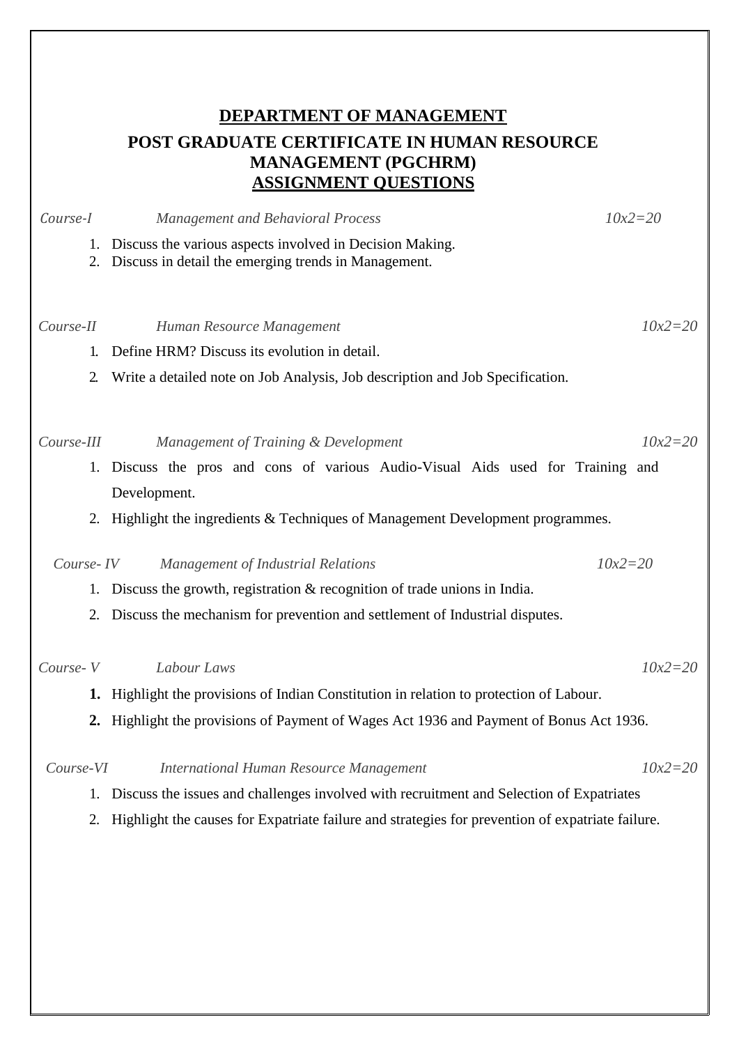## DEPARTMENT OF MANAGEMENT

## POST GRADUATE CERTIFICATE IN HUMAN RESOURCE MANAGEMENT (PGCHRM)

## ASSIGNMENT QUESTIONS

*Course-I* *Management and Behavioral Process* *10x2=20*

1. Discuss the various aspects involved in Decision Making.
2. Discuss in detail the emerging trends in Management.

*Course-II* *Human Resource Management* *10x2=20*

1. Define HRM? Discuss its evolution in detail.
2. Write a detailed note on Job Analysis, Job description and Job Specification.

*Course-III* *Management of Training & Development* *10x2=20*

1. Discuss the pros and cons of various Audio-Visual Aids used for Training and Development.
2. Highlight the ingredients & Techniques of Management Development programmes.

*Course- IV* *Management of Industrial Relations* *10x2=20*

1. Discuss the growth, registration & recognition of trade unions in India.
2. Discuss the mechanism for prevention and settlement of Industrial disputes.

*Course- V* *Labour Laws* *10x2=20*

**1.** Highlight the provisions of Indian Constitution in relation to protection of Labour.

**2.** Highlight the provisions of Payment of Wages Act 1936 and Payment of Bonus Act 1936.

*Course-VI* *International Human Resource Management* *10x2=20*

1. Discuss the issues and challenges involved with recruitment and Selection of Expatriates
2. Highlight the causes for Expatriate failure and strategies for prevention of expatriate failure.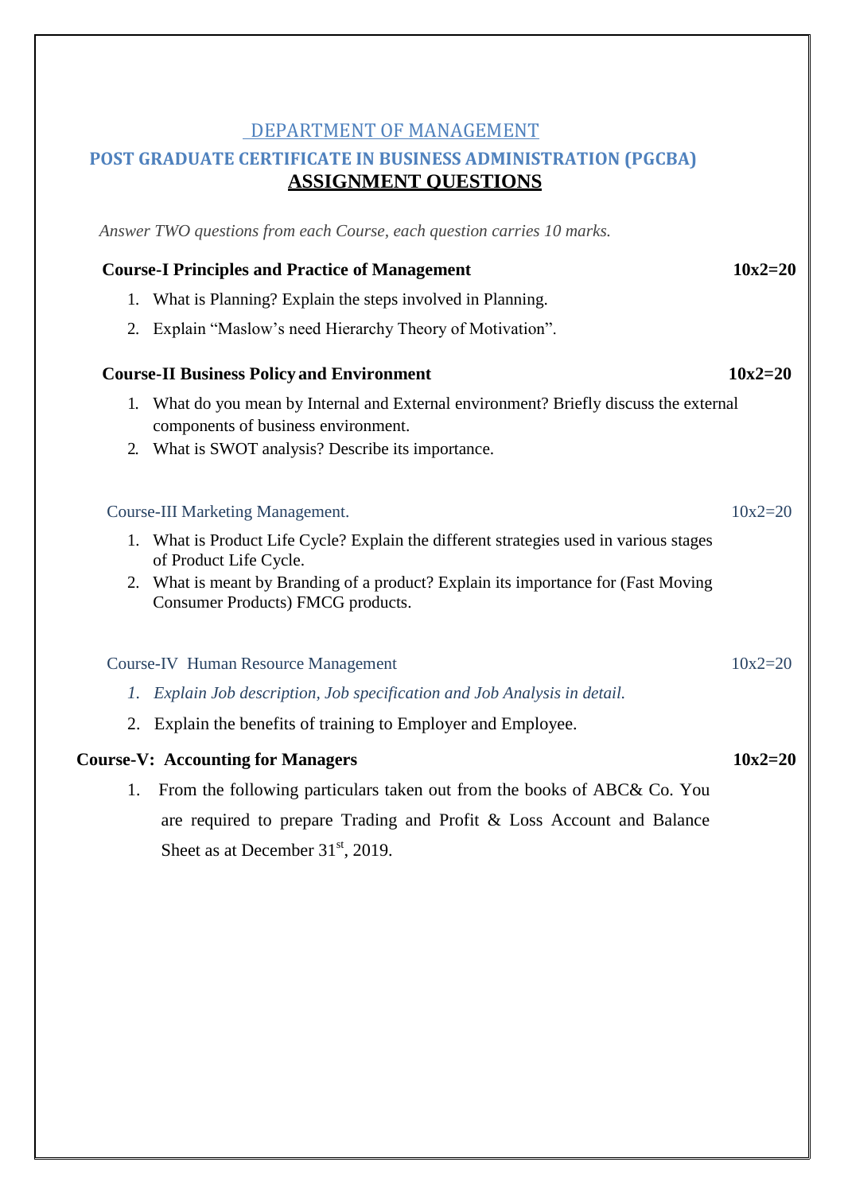## DEPARTMENT OF MANAGEMENT

## POST GRADUATE CERTIFICATE IN BUSINESS ADMINISTRATION (PGCBA)

# ASSIGNMENT QUESTIONS

*Answer TWO questions from each Course, each question carries 10 marks.*

**Course-I Principles and Practice of Management** **10x2=20**

1. What is Planning? Explain the steps involved in Planning.
2. Explain "Maslow's need Hierarchy Theory of Motivation".

**Course-II Business Policy and Environment** **10x2=20**

1. What do you mean by Internal and External environment? Briefly discuss the external components of business environment.
2. What is SWOT analysis? Describe its importance.

Course-III Marketing Management. 10x2=20

1. What is Product Life Cycle? Explain the different strategies used in various stages of Product Life Cycle.
2. What is meant by Branding of a product? Explain its importance for (Fast Moving Consumer Products) FMCG products.

Course-IV Human Resource Management 10x2=20

1. *Explain Job description, Job specification and Job Analysis in detail.*
2. Explain the benefits of training to Employer and Employee.

**Course-V: Accounting for Managers** **10x2=20**

1. From the following particulars taken out from the books of ABC& Co. You are required to prepare Trading and Profit & Loss Account and Balance Sheet as at December 31st, 2019.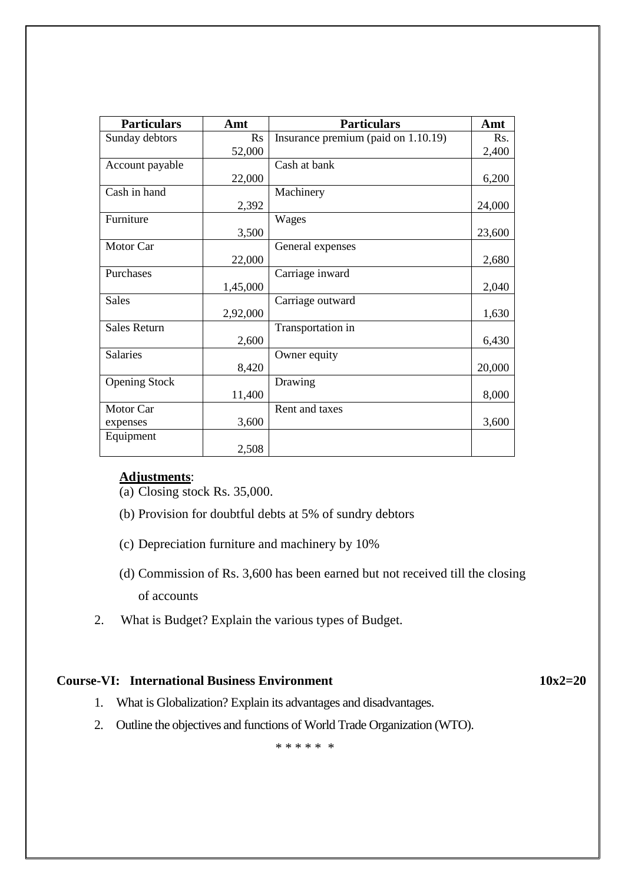| Particulars | Amt | Particulars | Amt |
|---|---|---|---|
| Sunday debtors | Rs 52,000 | Insurance premium (paid on 1.10.19) | Rs. 2,400 |
| Account payable | 22,000 | Cash at bank | 6,200 |
| Cash in hand | 2,392 | Machinery | 24,000 |
| Furniture | 3,500 | Wages | 23,600 |
| Motor Car | 22,000 | General expenses | 2,680 |
| Purchases | 1,45,000 | Carriage inward | 2,040 |
| Sales | 2,92,000 | Carriage outward | 1,630 |
| Sales Return | 2,600 | Transportation in | 6,430 |
| Salaries | 8,420 | Owner equity | 20,000 |
| Opening Stock | 11,400 | Drawing | 8,000 |
| Motor Car expenses | 3,600 | Rent and taxes | 3,600 |
| Equipment | 2,508 | | |

**Adjustments**:

(a) Closing stock Rs. 35,000.

(b) Provision for doubtful debts at 5% of sundry debtors

(c) Depreciation furniture and machinery by 10%

(d) Commission of Rs. 3,600 has been earned but not received till the closing of accounts

2. What is Budget? Explain the various types of Budget.

**Course-VI: International Business Environment** **10x2=20**

1. What is Globalization? Explain its advantages and disadvantages.
2. Outline the objectives and functions of World Trade Organization (WTO).

* * * * * *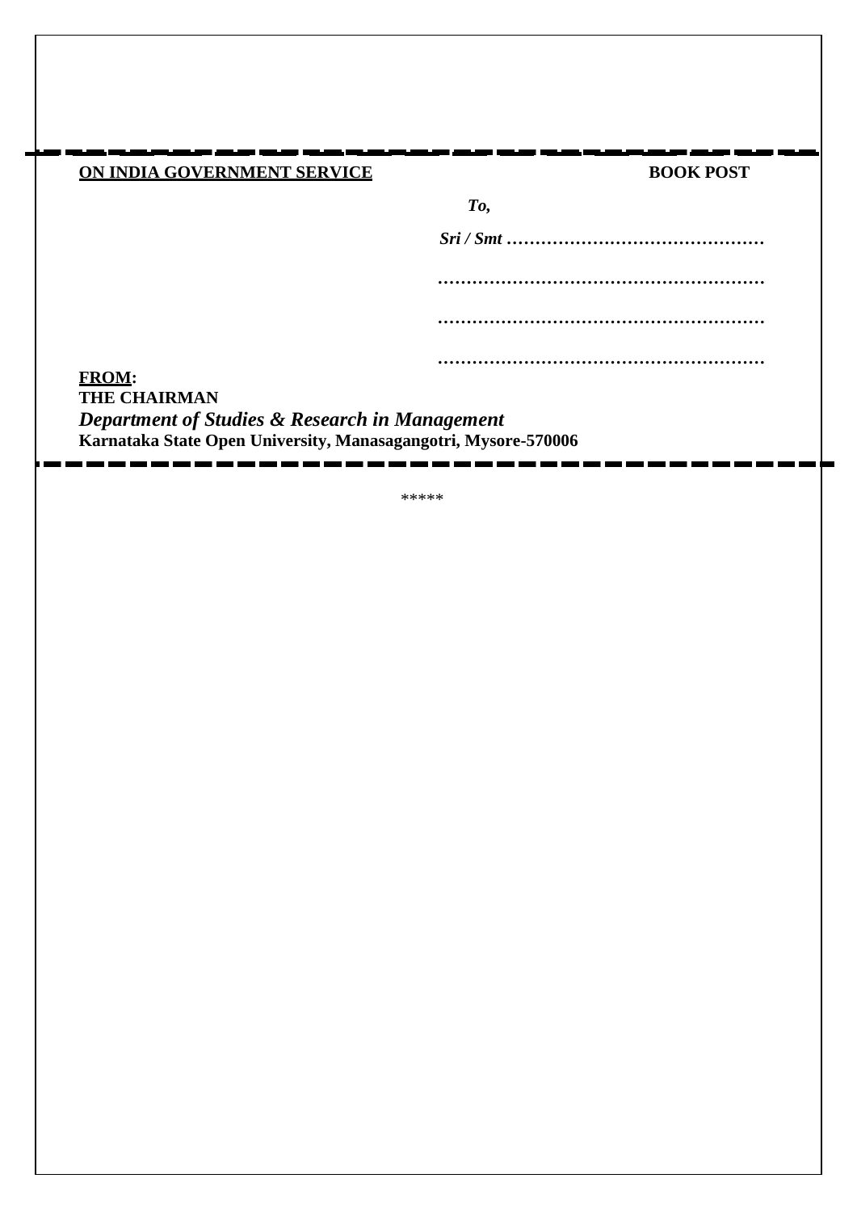**ON INDIA GOVERNMENT SERVICE** **BOOK POST**

***To,***

***Sri / Smt*** **………………………………………**

**…………………………………………………**

**…………………………………………………**

**…………………………………………………**

**FROM:**
**THE CHAIRMAN**
***Department of Studies & Research in Management***
**Karnataka State Open University, Manasagangotri, Mysore-570006**

*****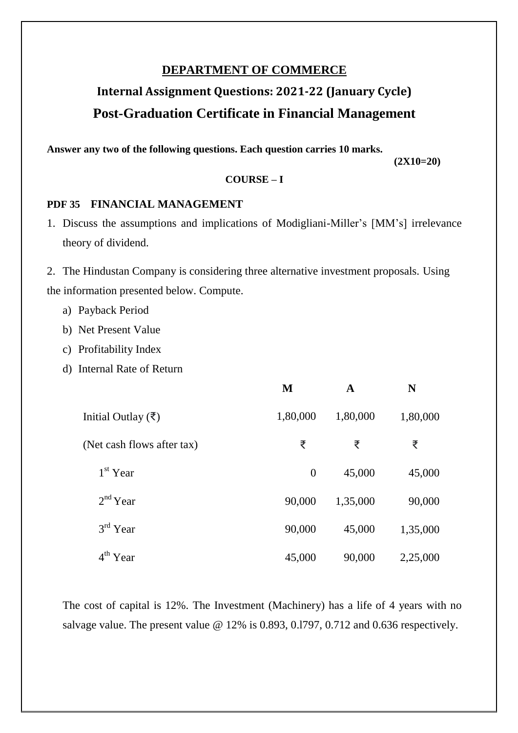# DEPARTMENT OF COMMERCE

## Internal Assignment Questions: 2021-22 (January Cycle)

## Post-Graduation Certificate in Financial Management

**Answer any two of the following questions. Each question carries 10 marks.**

**(2X10=20)**

**COURSE – I**

### PDF 35 FINANCIAL MANAGEMENT

1. Discuss the assumptions and implications of Modigliani-Miller's [MM's] irrelevance theory of dividend.

2. The Hindustan Company is considering three alternative investment proposals. Using the information presented below. Compute.

   a) Payback Period
   b) Net Present Value
   c) Profitability Index
   d) Internal Rate of Return

| | M | A | N |
|---|---|---|---|
| Initial Outlay (₹) | 1,80,000 | 1,80,000 | 1,80,000 |
| (Net cash flows after tax) | ₹ | ₹ | ₹ |
| 1st Year | 0 | 45,000 | 45,000 |
| 2nd Year | 90,000 | 1,35,000 | 90,000 |
| 3rd Year | 90,000 | 45,000 | 1,35,000 |
| 4th Year | 45,000 | 90,000 | 2,25,000 |

The cost of capital is 12%. The Investment (Machinery) has a life of 4 years with no salvage value. The present value @ 12% is 0.893, 0.l797, 0.712 and 0.636 respectively.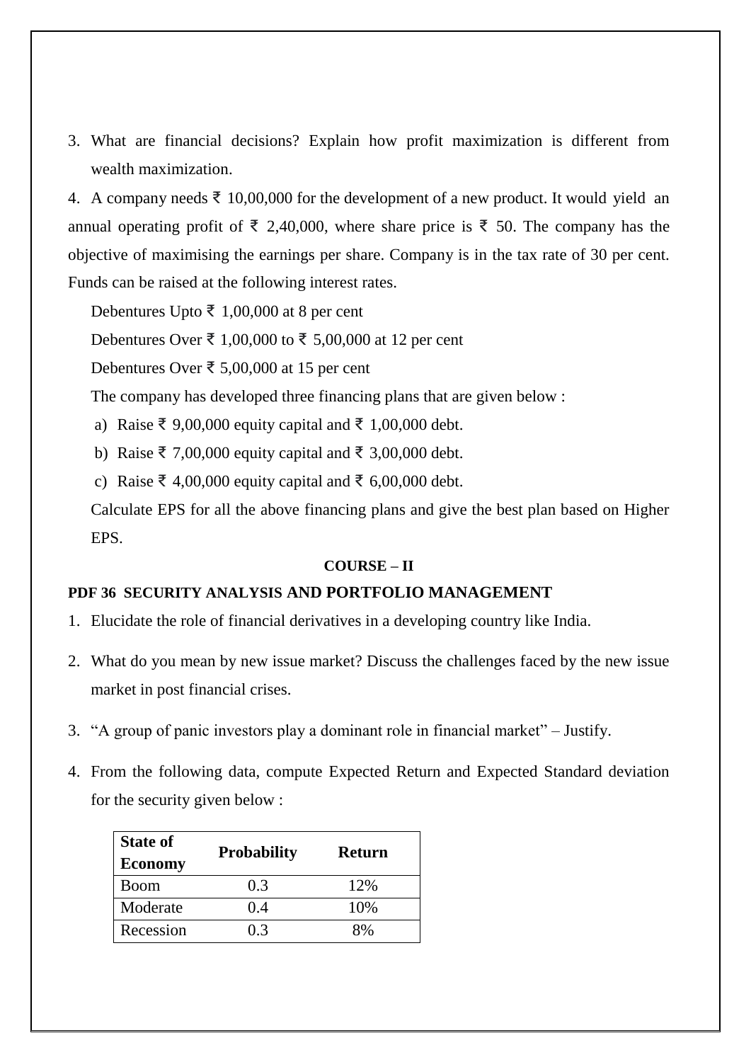3. What are financial decisions? Explain how profit maximization is different from wealth maximization.

4. A company needs ₹ 10,00,000 for the development of a new product. It would yield an annual operating profit of ₹ 2,40,000, where share price is ₹ 50. The company has the objective of maximising the earnings per share. Company is in the tax rate of 30 per cent. Funds can be raised at the following interest rates.

   Debentures Upto ₹ 1,00,000 at 8 per cent

   Debentures Over ₹ 1,00,000 to ₹ 5,00,000 at 12 per cent

   Debentures Over ₹ 5,00,000 at 15 per cent

   The company has developed three financing plans that are given below :

   a) Raise ₹ 9,00,000 equity capital and ₹ 1,00,000 debt.
   b) Raise ₹ 7,00,000 equity capital and ₹ 3,00,000 debt.
   c) Raise ₹ 4,00,000 equity capital and ₹ 6,00,000 debt.

   Calculate EPS for all the above financing plans and give the best plan based on Higher EPS.

**COURSE – II**

**PDF 36 SECURITY ANALYSIS AND PORTFOLIO MANAGEMENT**

1. Elucidate the role of financial derivatives in a developing country like India.

2. What do you mean by new issue market? Discuss the challenges faced by the new issue market in post financial crises.

3. "A group of panic investors play a dominant role in financial market" – Justify.

4. From the following data, compute Expected Return and Expected Standard deviation for the security given below :

| State of Economy | Probability | Return |
|---|---|---|
| Boom | 0.3 | 12% |
| Moderate | 0.4 | 10% |
| Recession | 0.3 | 8% |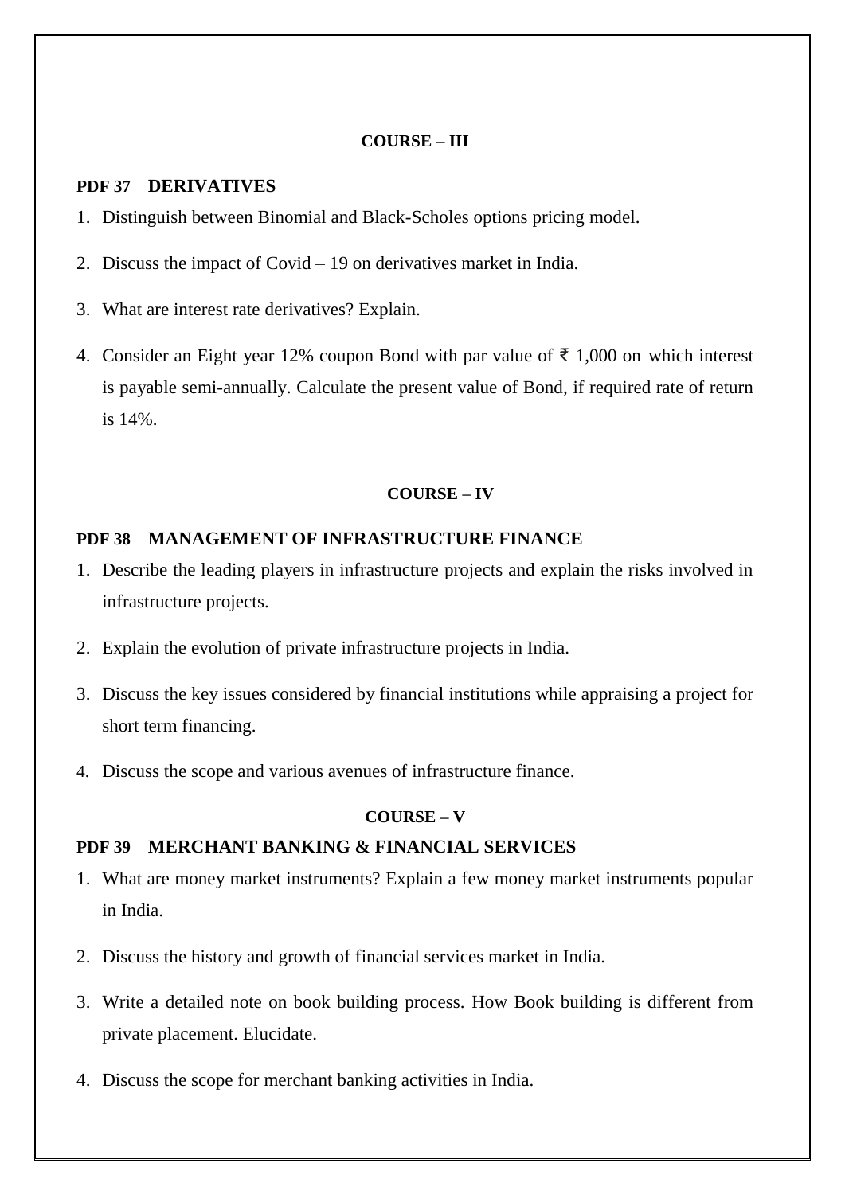**COURSE – III**

## PDF 37 DERIVATIVES

1. Distinguish between Binomial and Black-Scholes options pricing model.
2. Discuss the impact of Covid – 19 on derivatives market in India.
3. What are interest rate derivatives? Explain.
4. Consider an Eight year 12% coupon Bond with par value of ₹ 1,000 on which interest is payable semi-annually. Calculate the present value of Bond, if required rate of return is 14%.

**COURSE – IV**

## PDF 38 MANAGEMENT OF INFRASTRUCTURE FINANCE

1. Describe the leading players in infrastructure projects and explain the risks involved in infrastructure projects.
2. Explain the evolution of private infrastructure projects in India.
3. Discuss the key issues considered by financial institutions while appraising a project for short term financing.
4. Discuss the scope and various avenues of infrastructure finance.

**COURSE – V**

## PDF 39 MERCHANT BANKING & FINANCIAL SERVICES

1. What are money market instruments? Explain a few money market instruments popular in India.
2. Discuss the history and growth of financial services market in India.
3. Write a detailed note on book building process. How Book building is different from private placement. Elucidate.
4. Discuss the scope for merchant banking activities in India.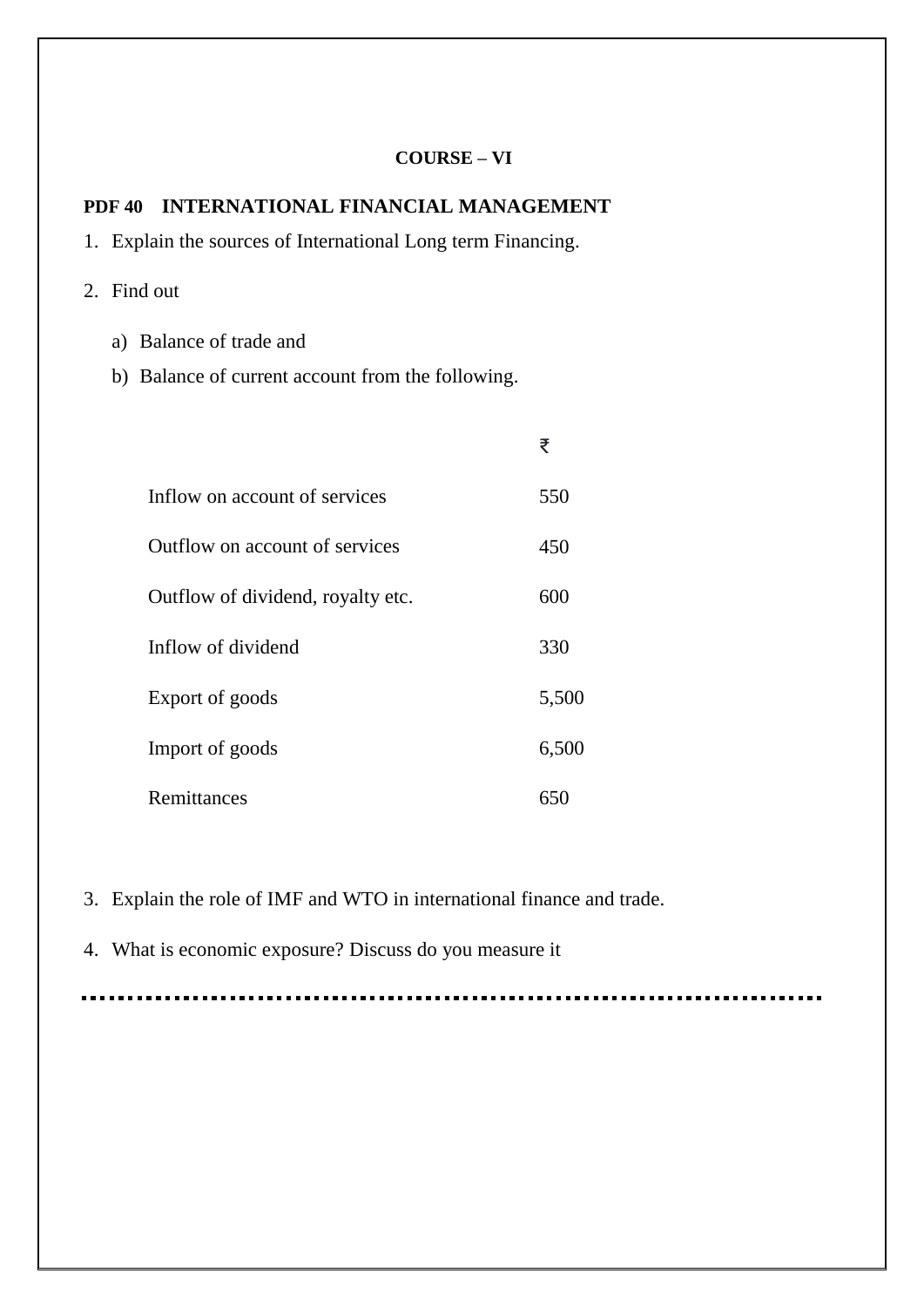**COURSE – VI**

## PDF 40 INTERNATIONAL FINANCIAL MANAGEMENT

1. Explain the sources of International Long term Financing.

2. Find out

   a) Balance of trade and

   b) Balance of current account from the following.

| | ₹ |
|---|---|
| Inflow on account of services | 550 |
| Outflow on account of services | 450 |
| Outflow of dividend, royalty etc. | 600 |
| Inflow of dividend | 330 |
| Export of goods | 5,500 |
| Import of goods | 6,500 |
| Remittances | 650 |

3. Explain the role of IMF and WTO in international finance and trade.

4. What is economic exposure? Discuss do you measure it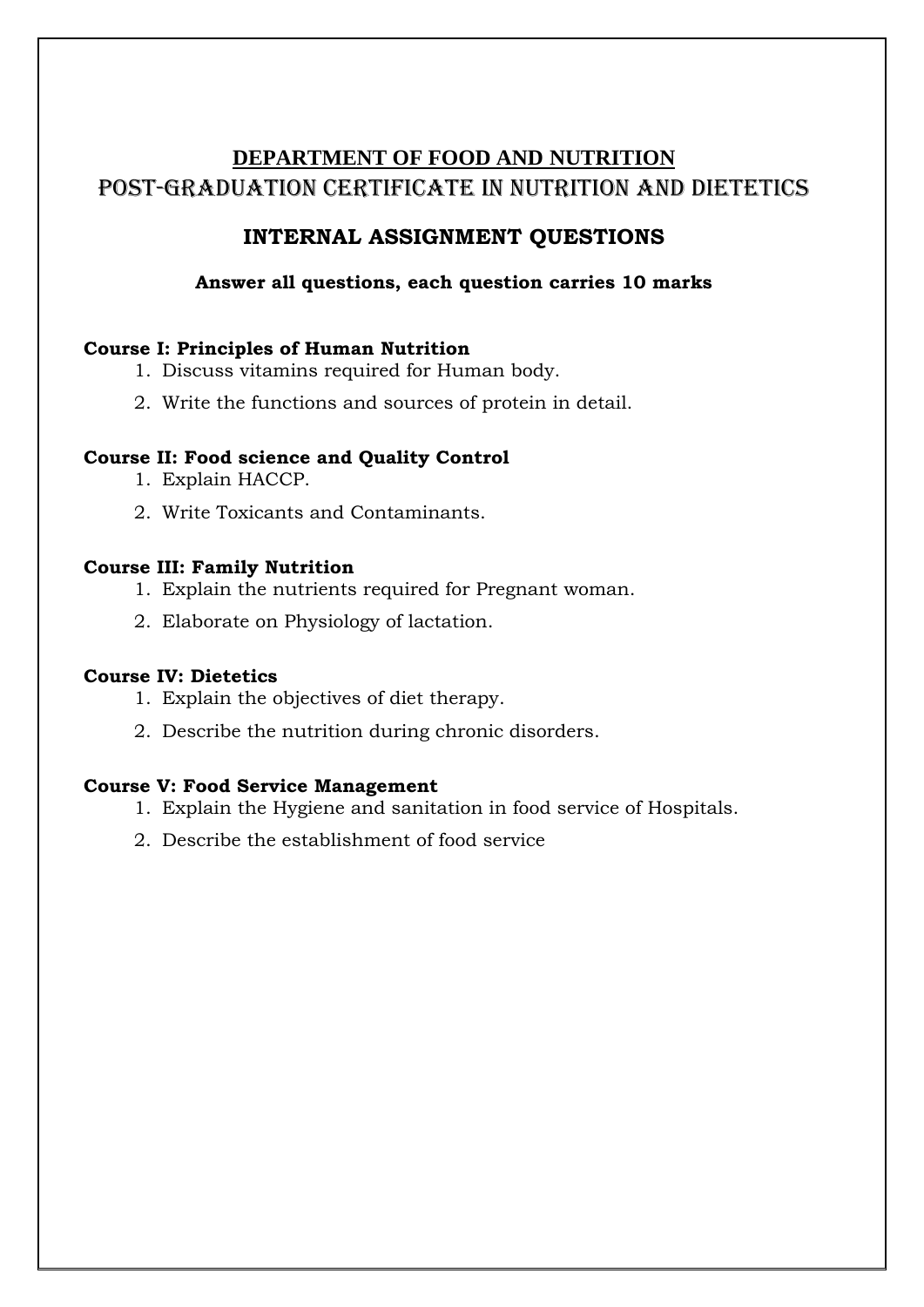## DEPARTMENT OF FOOD AND NUTRITION

## POST-GRADUATION CERTIFICATE IN NUTRITION AND DIETETICS

### INTERNAL ASSIGNMENT QUESTIONS

**Answer all questions, each question carries 10 marks**

**Course I: Principles of Human Nutrition**

1. Discuss vitamins required for Human body.
2. Write the functions and sources of protein in detail.

**Course II: Food science and Quality Control**

1. Explain HACCP.
2. Write Toxicants and Contaminants.

**Course III: Family Nutrition**

1. Explain the nutrients required for Pregnant woman.
2. Elaborate on Physiology of lactation.

**Course IV: Dietetics**

1. Explain the objectives of diet therapy.
2. Describe the nutrition during chronic disorders.

**Course V: Food Service Management**

1. Explain the Hygiene and sanitation in food service of Hospitals.
2. Describe the establishment of food service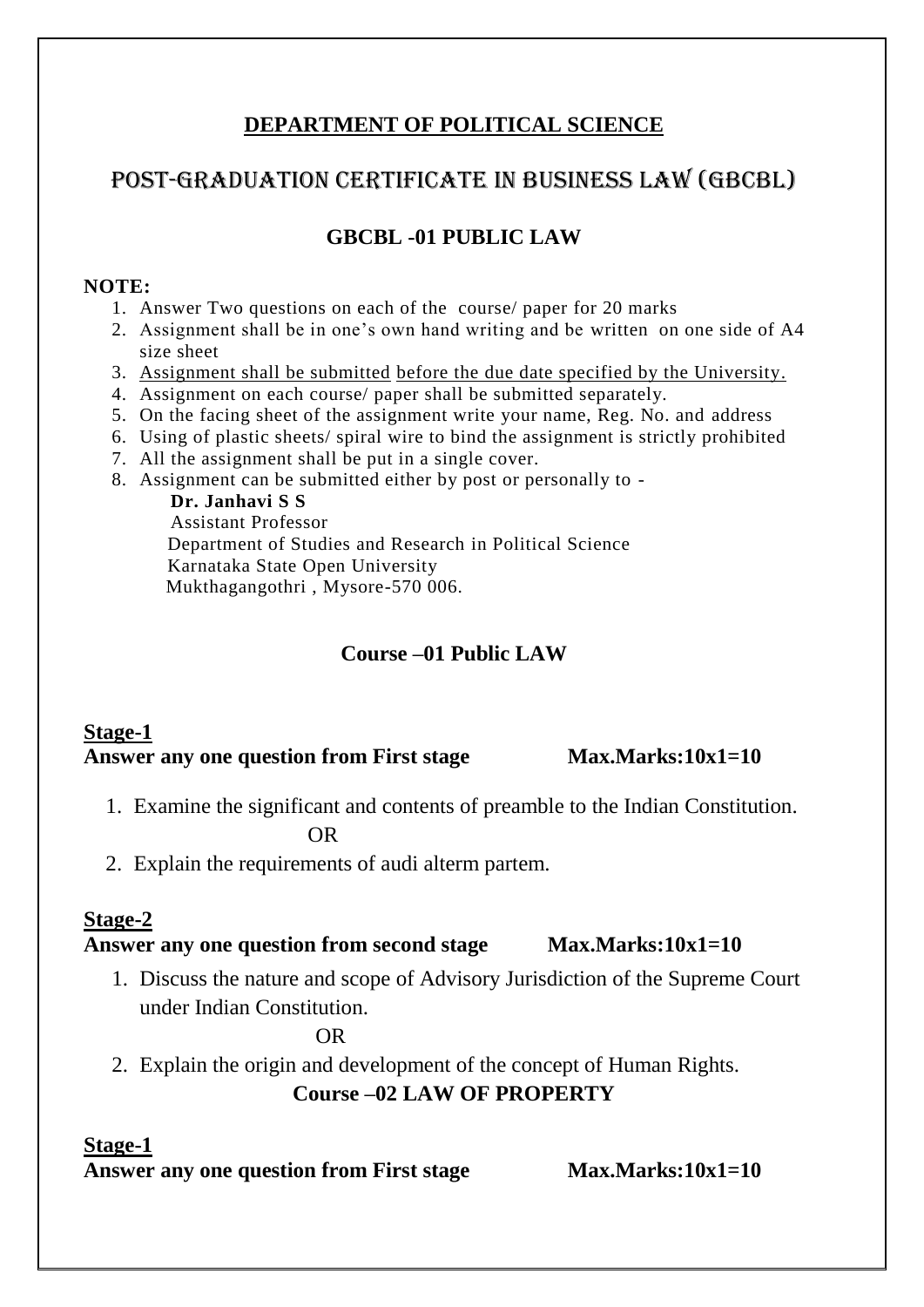**DEPARTMENT OF POLITICAL SCIENCE**

# POST-GRADUATION CERTIFICATE IN BUSINESS LAW (GBCBL)

## GBCBL -01 PUBLIC LAW

**NOTE:**

1. Answer Two questions on each of the course/ paper for 20 marks
2. Assignment shall be in one's own hand writing and be written on one side of A4 size sheet
3. Assignment shall be submitted before the due date specified by the University.
4. Assignment on each course/ paper shall be submitted separately.
5. On the facing sheet of the assignment write your name, Reg. No. and address
6. Using of plastic sheets/ spiral wire to bind the assignment is strictly prohibited
7. All the assignment shall be put in a single cover.
8. Assignment can be submitted either by post or personally to -

   **Dr. Janhavi S S**
   Assistant Professor
   Department of Studies and Research in Political Science
   Karnataka State Open University
   Mukthagangothri , Mysore-570 006.

### Course –01 Public LAW

**Stage-1**

**Answer any one question from First stage Max.Marks:10x1=10**

1. Examine the significant and contents of preamble to the Indian Constitution.

   OR

2. Explain the requirements of audi alterm partem.

**Stage-2**

**Answer any one question from second stage Max.Marks:10x1=10**

1. Discuss the nature and scope of Advisory Jurisdiction of the Supreme Court under Indian Constitution.

   OR

2. Explain the origin and development of the concept of Human Rights.

### Course –02 LAW OF PROPERTY

**Stage-1**

**Answer any one question from First stage Max.Marks:10x1=10**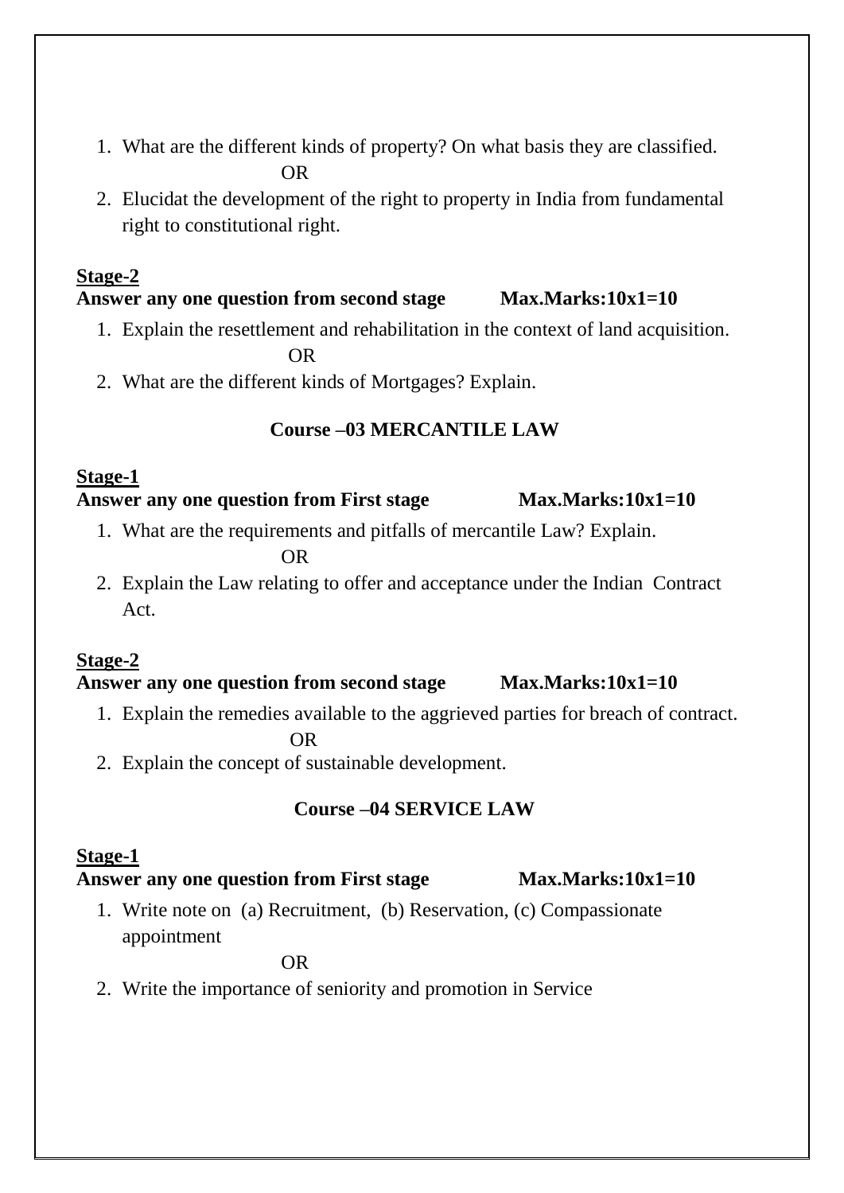1. What are the different kinds of property? On what basis they are classified.

   OR

2. Elucidat the development of the right to property in India from fundamental right to constitutional right.

**Stage-2**

**Answer any one question from second stage Max.Marks:10x1=10**

1. Explain the resettlement and rehabilitation in the context of land acquisition.

   OR

2. What are the different kinds of Mortgages? Explain.

## Course –03 MERCANTILE LAW

**Stage-1**

**Answer any one question from First stage Max.Marks:10x1=10**

1. What are the requirements and pitfalls of mercantile Law? Explain.

   OR

2. Explain the Law relating to offer and acceptance under the Indian Contract Act.

**Stage-2**

**Answer any one question from second stage Max.Marks:10x1=10**

1. Explain the remedies available to the aggrieved parties for breach of contract.

   OR

2. Explain the concept of sustainable development.

## Course –04 SERVICE LAW

**Stage-1**

**Answer any one question from First stage Max.Marks:10x1=10**

1. Write note on (a) Recruitment, (b) Reservation, (c) Compassionate appointment

   OR

2. Write the importance of seniority and promotion in Service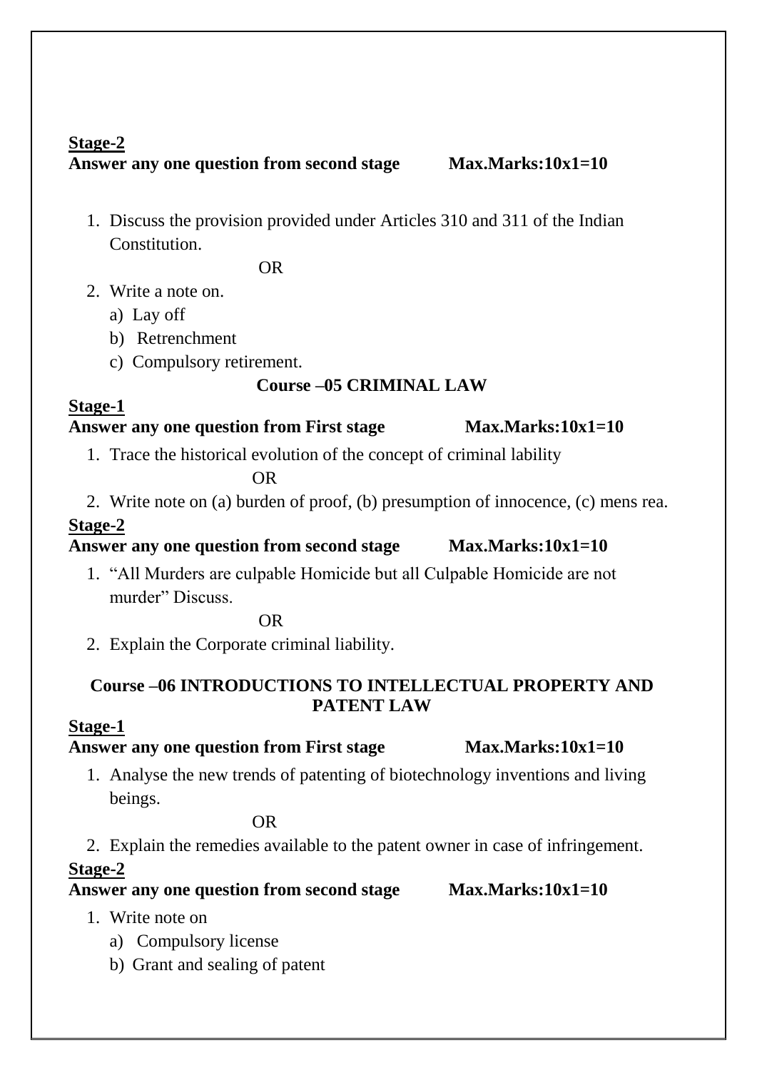**Stage-2**

**Answer any one question from second stage Max.Marks:10x1=10**

1. Discuss the provision provided under Articles 310 and 311 of the Indian Constitution.

OR

2. Write a note on.
   a) Lay off
   b) Retrenchment
   c) Compulsory retirement.

## Course –05 CRIMINAL LAW

**Stage-1**

**Answer any one question from First stage Max.Marks:10x1=10**

1. Trace the historical evolution of the concept of criminal lability

OR

2. Write note on (a) burden of proof, (b) presumption of innocence, (c) mens rea.

**Stage-2**

**Answer any one question from second stage Max.Marks:10x1=10**

1. "All Murders are culpable Homicide but all Culpable Homicide are not murder" Discuss.

OR

2. Explain the Corporate criminal liability.

## Course –06 INTRODUCTIONS TO INTELLECTUAL PROPERTY AND PATENT LAW

**Stage-1**

**Answer any one question from First stage Max.Marks:10x1=10**

1. Analyse the new trends of patenting of biotechnology inventions and living beings.

OR

2. Explain the remedies available to the patent owner in case of infringement.

**Stage-2**

**Answer any one question from second stage Max.Marks:10x1=10**

1. Write note on
   a) Compulsory license
   b) Grant and sealing of patent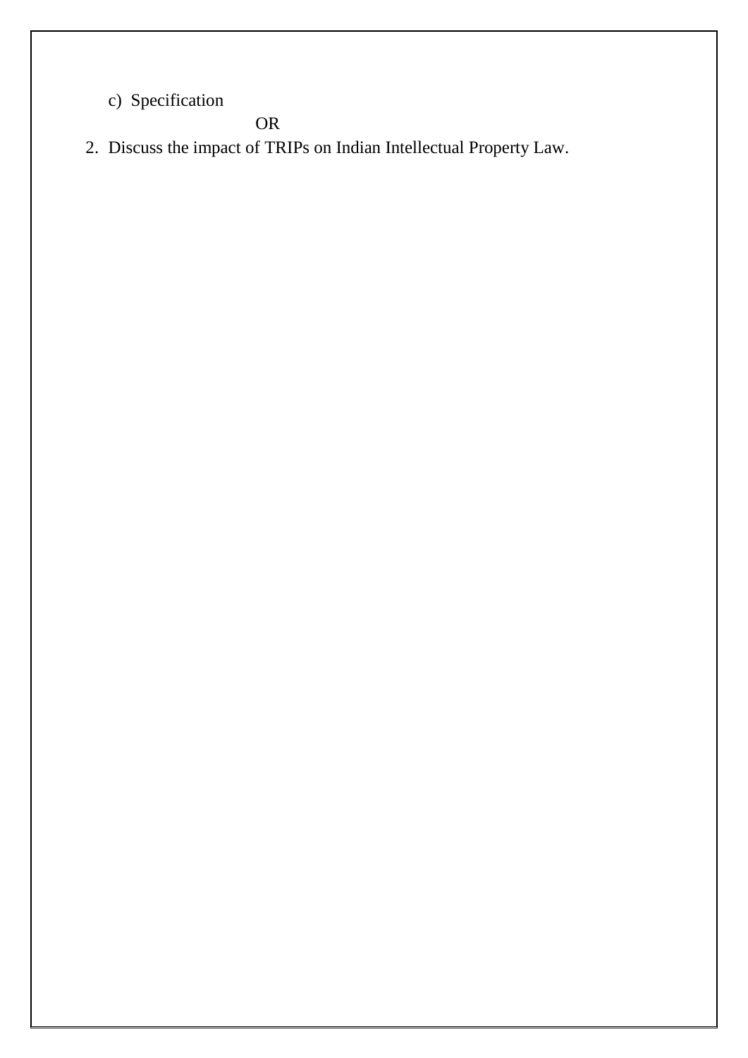c) Specification

OR

2. Discuss the impact of TRIPs on Indian Intellectual Property Law.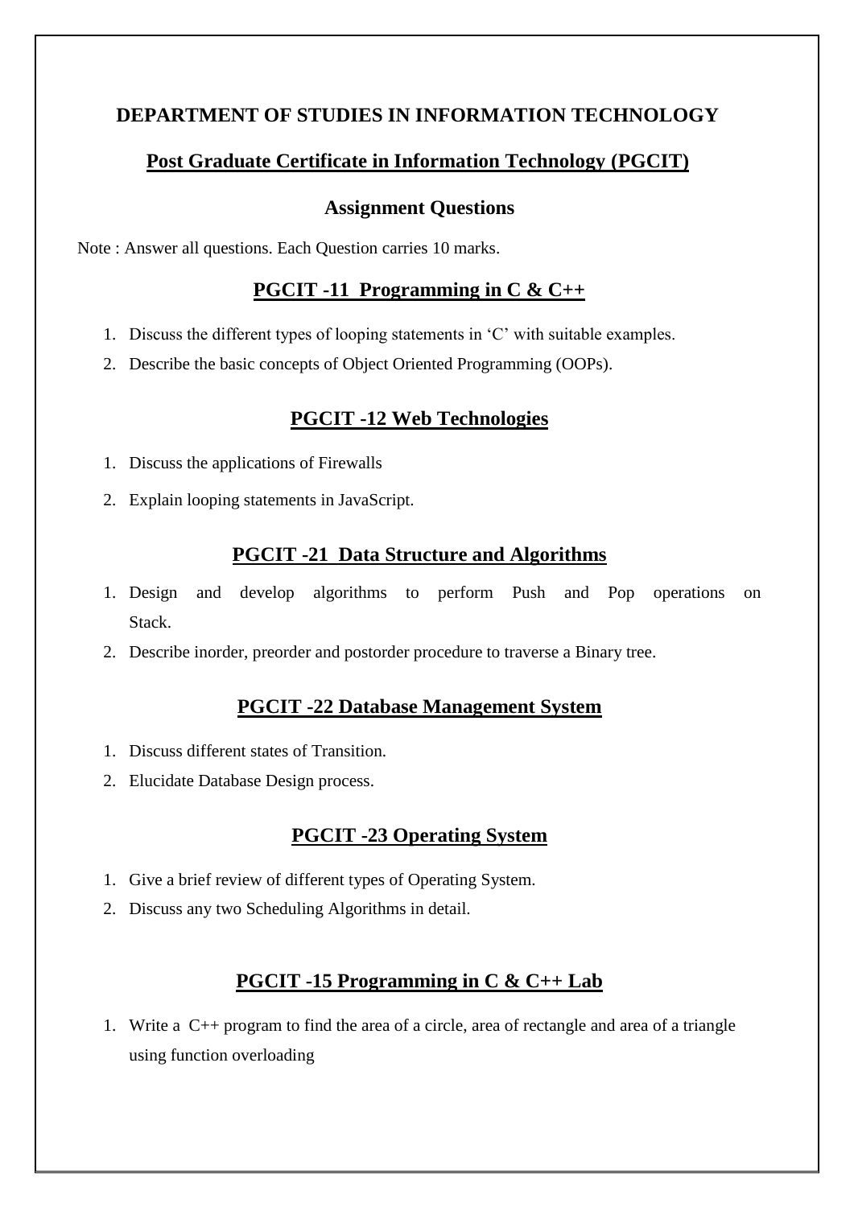# DEPARTMENT OF STUDIES IN INFORMATION TECHNOLOGY

## Post Graduate Certificate in Information Technology (PGCIT)

### Assignment Questions

Note : Answer all questions. Each Question carries 10 marks.

### PGCIT -11 Programming in C & C++

1. Discuss the different types of looping statements in 'C' with suitable examples.
2. Describe the basic concepts of Object Oriented Programming (OOPs).

### PGCIT -12 Web Technologies

1. Discuss the applications of Firewalls
2. Explain looping statements in JavaScript.

### PGCIT -21 Data Structure and Algorithms

1. Design and develop algorithms to perform Push and Pop operations on Stack.
2. Describe inorder, preorder and postorder procedure to traverse a Binary tree.

### PGCIT -22 Database Management System

1. Discuss different states of Transition.
2. Elucidate Database Design process.

### PGCIT -23 Operating System

1. Give a brief review of different types of Operating System.
2. Discuss any two Scheduling Algorithms in detail.

### PGCIT -15 Programming in C & C++ Lab

1. Write a C++ program to find the area of a circle, area of rectangle and area of a triangle using function overloading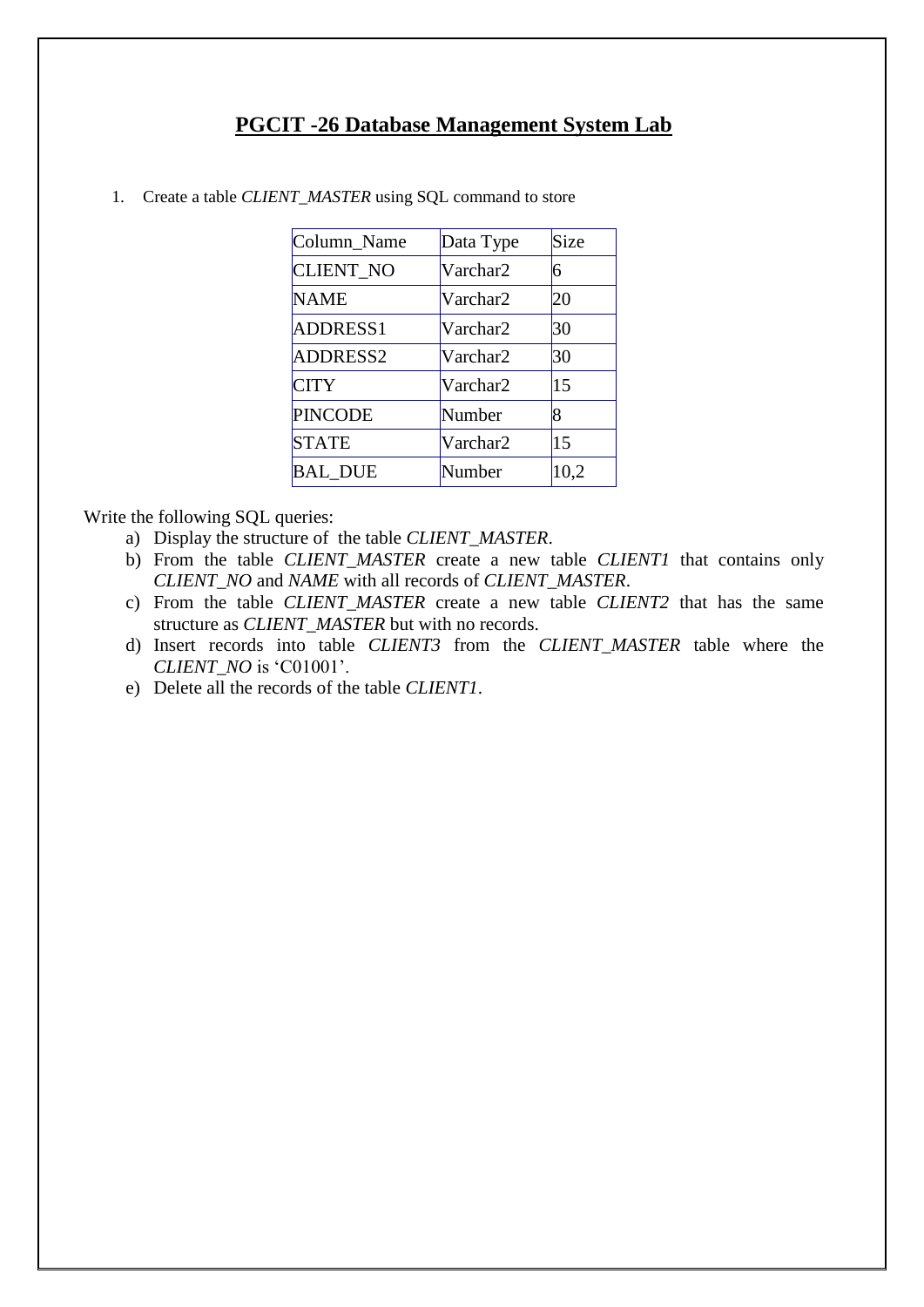# **PGCIT -26 Database Management System Lab**

1. Create a table *CLIENT_MASTER* using SQL command to store

| Column_Name | Data Type | Size |
|---|---|---|
| CLIENT_NO | Varchar2 | 6 |
| NAME | Varchar2 | 20 |
| ADDRESS1 | Varchar2 | 30 |
| ADDRESS2 | Varchar2 | 30 |
| CITY | Varchar2 | 15 |
| PINCODE | Number | 8 |
| STATE | Varchar2 | 15 |
| BAL_DUE | Number | 10,2 |

Write the following SQL queries:

a) Display the structure of the table *CLIENT_MASTER*.

b) From the table *CLIENT_MASTER* create a new table *CLIENT1* that contains only *CLIENT_NO* and *NAME* with all records of *CLIENT_MASTER*.

c) From the table *CLIENT_MASTER* create a new table *CLIENT2* that has the same structure as *CLIENT_MASTER* but with no records.

d) Insert records into table *CLIENT3* from the *CLIENT_MASTER* table where the *CLIENT_NO* is 'C01001'.

e) Delete all the records of the table *CLIENT1*.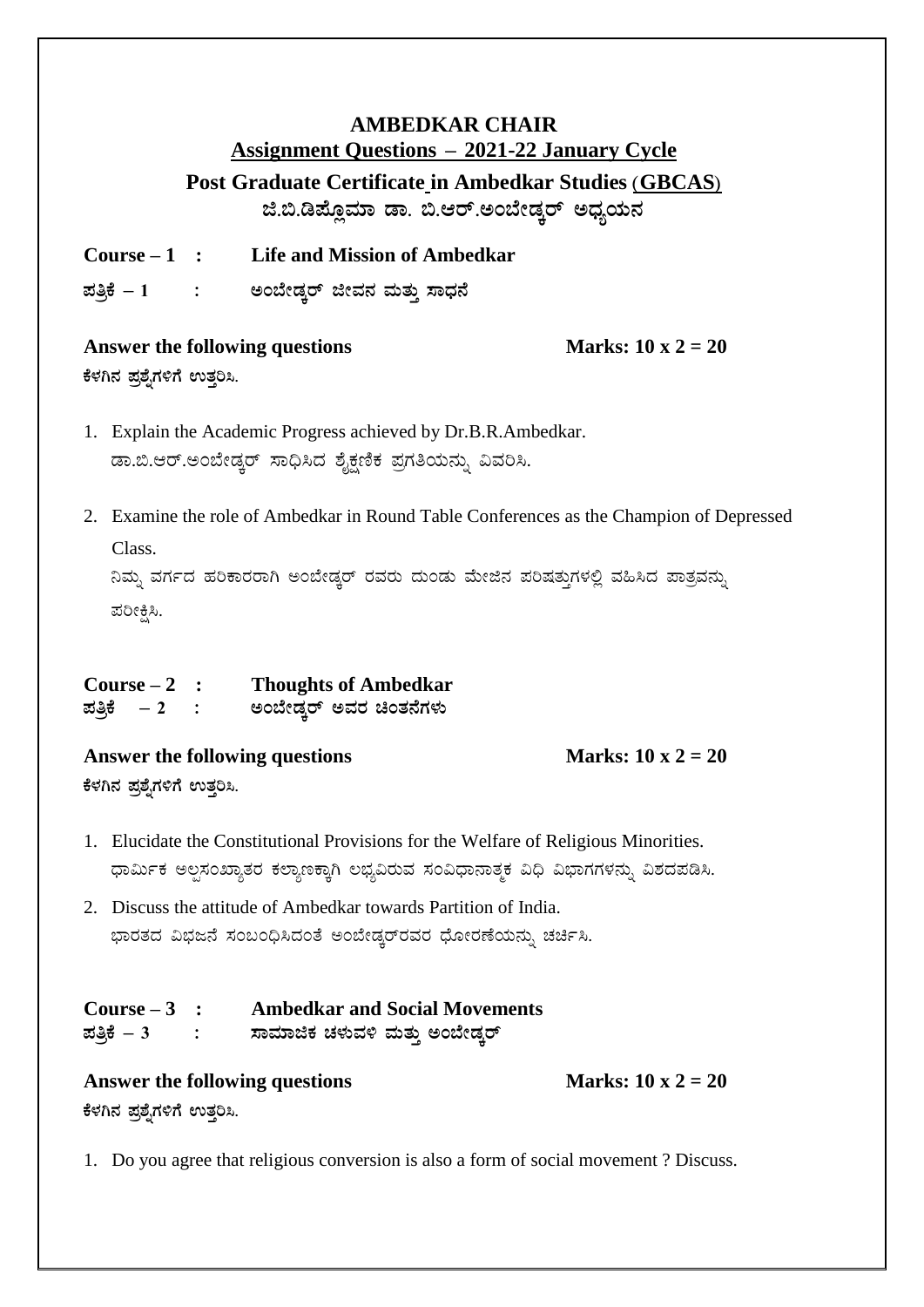# AMBEDKAR CHAIR

## Assignment Questions – 2021-22 January Cycle

## Post Graduate Certificate in Ambedkar Studies (GBCAS)

## ಜಿ.ಬಿ.ಡಿಪ್ಲೊಮಾ ಡಾ. ಬಿ.ಆರ್.ಅಂಬೇಡ್ಕರ್ ಅಧ್ಯಯನ

**Course – 1 : Life and Mission of Ambedkar**

**ಪತ್ರಿಕೆ – 1 : ಅಂಬೇಡ್ಕರ್ ಜೀವನ ಮತ್ತು ಸಾಧನೆ**

**Answer the following questions** **Marks: 10 x 2 = 20**

**ಕೆಳಗಿನ ಪ್ರಶ್ನೆಗಳಿಗೆ ಉತ್ತರಿಸಿ.**

1. Explain the Academic Progress achieved by Dr.B.R.Ambedkar.
   ಡಾ.ಬಿ.ಆರ್.ಅಂಬೇಡ್ಕರ್ ಸಾಧಿಸಿದ ಶೈಕ್ಷಣಿಕ ಪ್ರಗತಿಯನ್ನು ವಿವರಿಸಿ.

2. Examine the role of Ambedkar in Round Table Conferences as the Champion of Depressed Class.
   ನಿಮ್ನ ವರ್ಗದ ಹರಿಕಾರರಾಗಿ ಅಂಬೇಡ್ಕರ್ ರವರು ದುಂಡು ಮೇಜಿನ ಪರಿಷತ್ತುಗಳಲ್ಲಿ ವಹಿಸಿದ ಪಾತ್ರವನ್ನು ಪರೀಕ್ಷಿಸಿ.

**Course – 2 : Thoughts of Ambedkar**

**ಪತ್ರಿಕೆ – 2 : ಅಂಬೇಡ್ಕರ್ ಅವರ ಚಿಂತನೆಗಳು**

**Answer the following questions** **Marks: 10 x 2 = 20**

**ಕೆಳಗಿನ ಪ್ರಶ್ನೆಗಳಿಗೆ ಉತ್ತರಿಸಿ.**

1. Elucidate the Constitutional Provisions for the Welfare of Religious Minorities.
   ಧಾರ್ಮಿಕ ಅಲ್ಪಸಂಖ್ಯಾತರ ಕಲ್ಯಾಣಕ್ಕಾಗಿ ಲಭ್ಯವಿರುವ ಸಂವಿಧಾನಾತ್ಮಕ ವಿಧಿ ವಿಭಾಗಗಳನ್ನು ವಿಶದಪಡಿಸಿ.

2. Discuss the attitude of Ambedkar towards Partition of India.
   ಭಾರತದ ವಿಭಜನೆ ಸಂಬಂಧಿಸಿದಂತೆ ಅಂಬೇಡ್ಕರ್‌ರವರ ಧೋರಣೆಯನ್ನು ಚರ್ಚಿಸಿ.

**Course – 3 : Ambedkar and Social Movements**

**ಪತ್ರಿಕೆ – 3 : ಸಾಮಾಜಿಕ ಚಳುವಳಿ ಮತ್ತು ಅಂಬೇಡ್ಕರ್**

**Answer the following questions** **Marks: 10 x 2 = 20**

**ಕೆಳಗಿನ ಪ್ರಶ್ನೆಗಳಿಗೆ ಉತ್ತರಿಸಿ.**

1. Do you agree that religious conversion is also a form of social movement ? Discuss.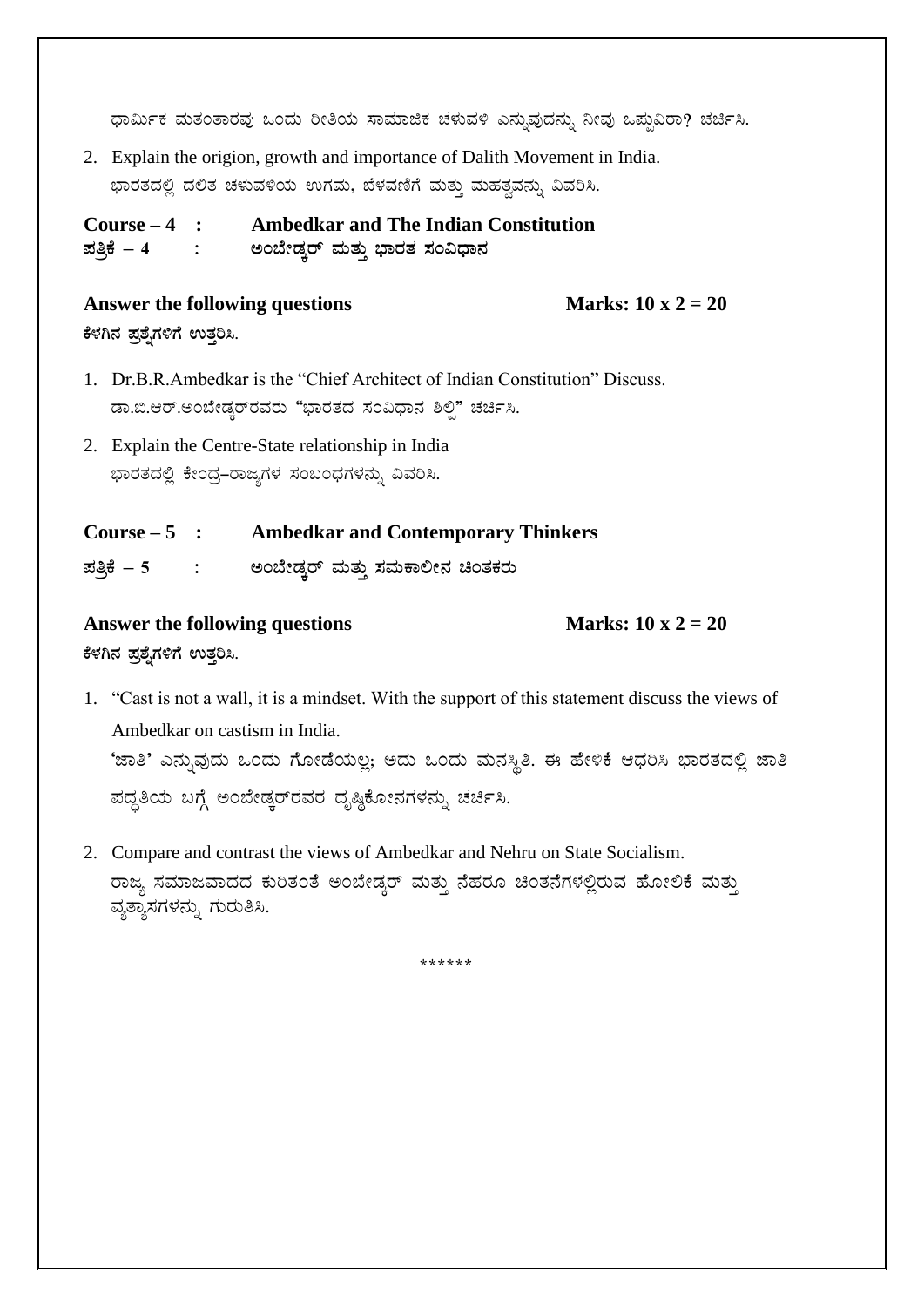ಧಾರ್ಮಿಕ ಮತಂತಾರವು ಒಂದು ರೀತಿಯ ಸಾಮಾಜಿಕ ಚಳುವಳಿ ಎನ್ನುವುದನ್ನು ನೀವು ಒಪ್ಪುವಿರಾ? ಚರ್ಚಿಸಿ.

2. Explain the origion, growth and importance of Dalith Movement in India.
   ಭಾರತದಲ್ಲಿ ದಲಿತ ಚಳುವಳಿಯ ಉಗಮ, ಬೆಳವಣಿಗೆ ಮತ್ತು ಮಹತ್ವವನ್ನು ವಿವರಿಸಿ.

**Course – 4 : Ambedkar and The Indian Constitution**
**ಪತ್ರಿಕೆ – 4 : ಅಂಬೇಡ್ಕರ್ ಮತ್ತು ಭಾರತ ಸಂವಿಧಾನ**

**Answer the following questions** **Marks: 10 x 2 = 20**
**ಕೆಳಗಿನ ಪ್ರಶ್ನೆಗಳಿಗೆ ಉತ್ತರಿಸಿ.**

1. Dr.B.R.Ambedkar is the "Chief Architect of Indian Constitution" Discuss.
   ಡಾ.ಬಿ.ಆರ್.ಅಂಬೇಡ್ಕರ್‌ರವರು **"**ಭಾರತದ ಸಂವಿಧಾನ ಶಿಲ್ಪಿ**"** ಚರ್ಚಿಸಿ.
2. Explain the Centre-State relationship in India
   ಭಾರತದಲ್ಲಿ ಕೇಂದ್ರ–ರಾಜ್ಯಗಳ ಸಂಬಂಧಗಳನ್ನು ವಿವರಿಸಿ.

**Course – 5 : Ambedkar and Contemporary Thinkers**
**ಪತ್ರಿಕೆ – 5 : ಅಂಬೇಡ್ಕರ್ ಮತ್ತು ಸಮಕಾಲೀನ ಚಿಂತಕರು**

**Answer the following questions** **Marks: 10 x 2 = 20**
**ಕೆಳಗಿನ ಪ್ರಶ್ನೆಗಳಿಗೆ ಉತ್ತರಿಸಿ.**

1. "Cast is not a wall, it is a mindset. With the support of this statement discuss the views of Ambedkar on castism in India.
   **'**ಜಾತಿ**'** ಎನ್ನುವುದು ಒಂದು ಗೋಡೆಯಲ್ಲ; ಅದು ಒಂದು ಮನಸ್ಥಿತಿ. ಈ ಹೇಳಿಕೆ ಆಧರಿಸಿ ಭಾರತದಲ್ಲಿ ಜಾತಿ ಪದ್ಧತಿಯ ಬಗ್ಗೆ ಅಂಬೇಡ್ಕರ್‌ರವರ ದೃಷ್ಟಿಕೋನಗಳನ್ನು ಚರ್ಚಿಸಿ.
2. Compare and contrast the views of Ambedkar and Nehru on State Socialism.
   ರಾಜ್ಯ ಸಮಾಜವಾದದ ಕುರಿತಂತೆ ಅಂಬೇಡ್ಕರ್ ಮತ್ತು ನೆಹರೂ ಚಿಂತನೆಗಳಲ್ಲಿರುವ ಹೋಲಿಕೆ ಮತ್ತು ವ್ಯತ್ಯಾಸಗಳನ್ನು ಗುರುತಿಸಿ.

\*\*\*\*\*\*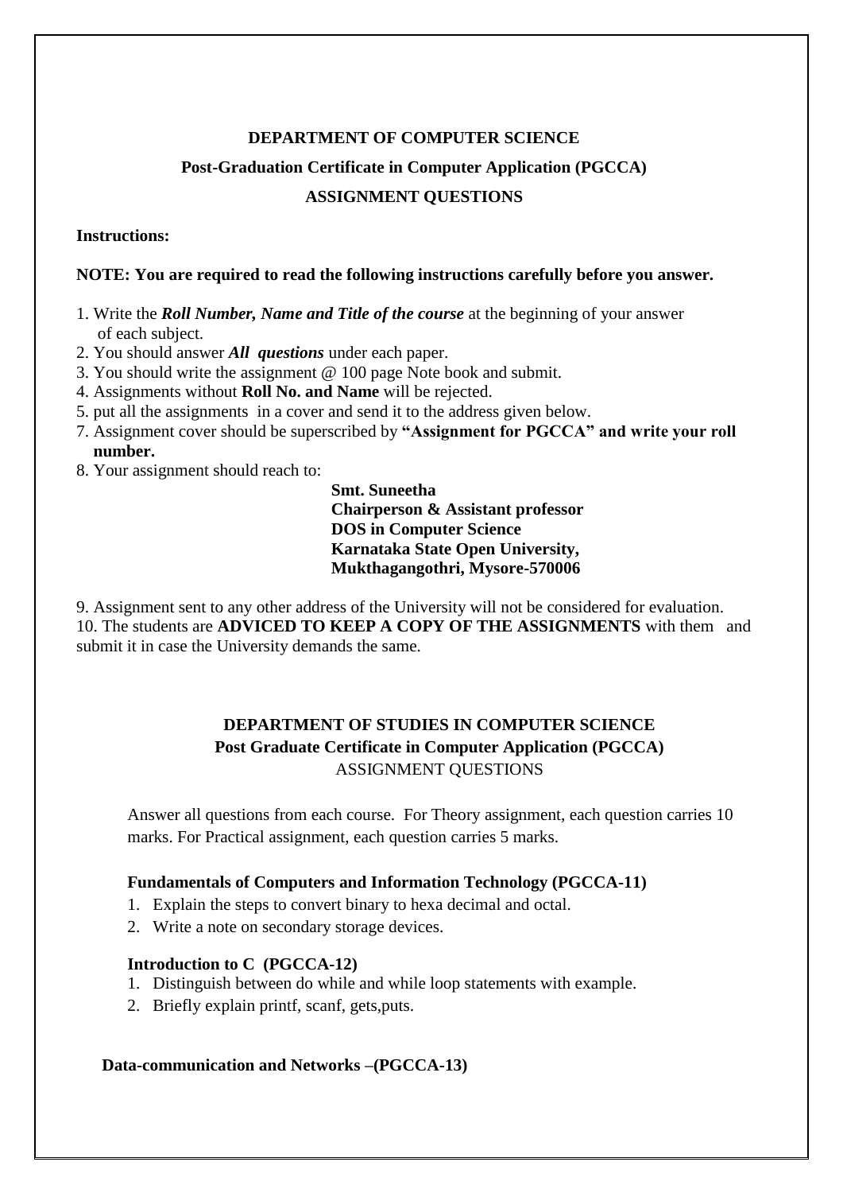**DEPARTMENT OF COMPUTER SCIENCE**

**Post-Graduation Certificate in Computer Application (PGCCA)**

**ASSIGNMENT QUESTIONS**

**Instructions:**

**NOTE: You are required to read the following instructions carefully before you answer.**

1. Write the ***Roll Number, Name and Title of the course*** at the beginning of your answer of each subject.
2. You should answer ***All questions*** under each paper.
3. You should write the assignment @ 100 page Note book and submit.
4. Assignments without **Roll No. and Name** will be rejected.
5. put all the assignments in a cover and send it to the address given below.
7. Assignment cover should be superscribed by **"Assignment for PGCCA" and write your roll number.**
8. Your assignment should reach to:

   **Smt. Suneetha**
   **Chairperson & Assistant professor**
   **DOS in Computer Science**
   **Karnataka State Open University,**
   **Mukthagangothri, Mysore-570006**

9. Assignment sent to any other address of the University will not be considered for evaluation.
10. The students are **ADVICED TO KEEP A COPY OF THE ASSIGNMENTS** with them and submit it in case the University demands the same.

**DEPARTMENT OF STUDIES IN COMPUTER SCIENCE**
**Post Graduate Certificate in Computer Application (PGCCA)**
ASSIGNMENT QUESTIONS

Answer all questions from each course. For Theory assignment, each question carries 10 marks. For Practical assignment, each question carries 5 marks.

**Fundamentals of Computers and Information Technology (PGCCA-11)**

1. Explain the steps to convert binary to hexa decimal and octal.
2. Write a note on secondary storage devices.

**Introduction to C (PGCCA-12)**

1. Distinguish between do while and while loop statements with example.
2. Briefly explain printf, scanf, gets,puts.

**Data-communication and Networks –(PGCCA-13)**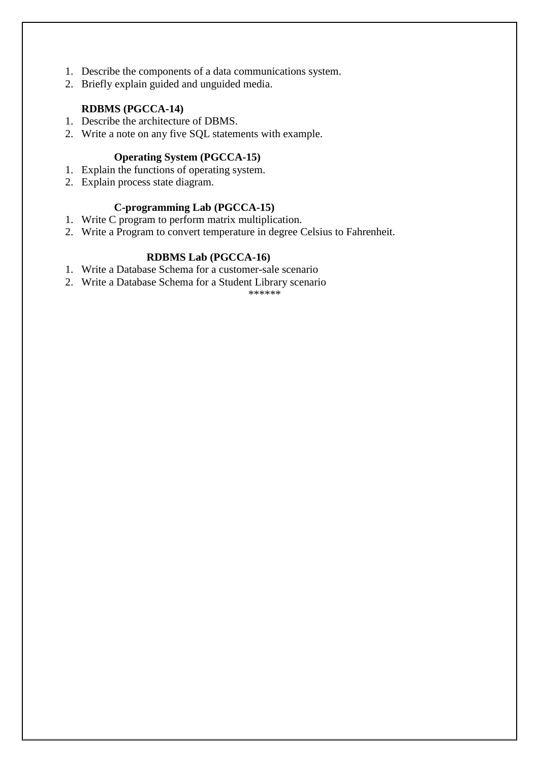1. Describe the components of a data communications system.
2. Briefly explain guided and unguided media.

**RDBMS (PGCCA-14)**

1. Describe the architecture of DBMS.
2. Write a note on any five SQL statements with example.

**Operating System (PGCCA-15)**

1. Explain the functions of operating system.
2. Explain process state diagram.

**C-programming Lab (PGCCA-15)**

1. Write C program to perform matrix multiplication.
2. Write a Program to convert temperature in degree Celsius to Fahrenheit.

**RDBMS Lab (PGCCA-16)**

1. Write a Database Schema for a customer-sale scenario
2. Write a Database Schema for a Student Library scenario

******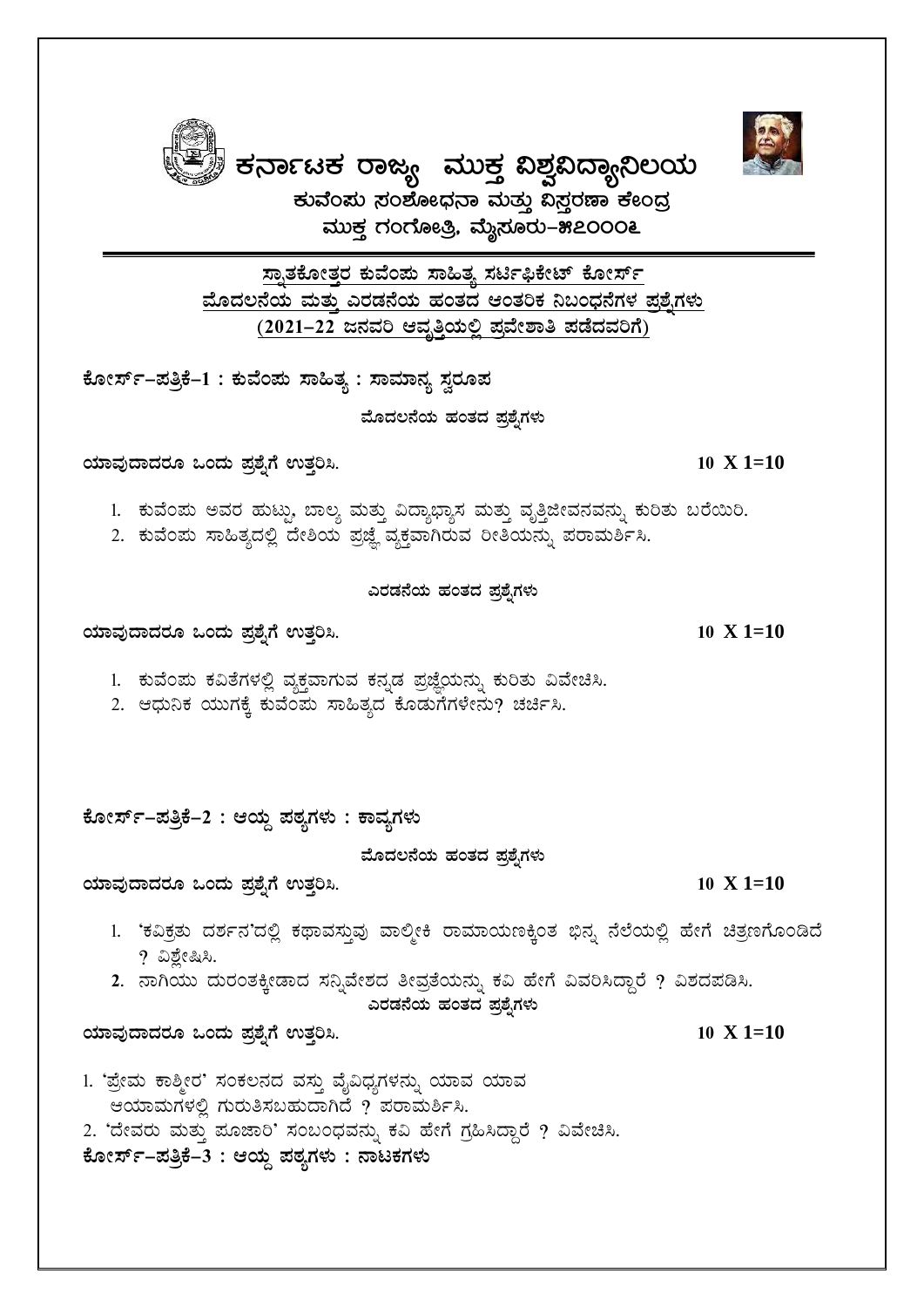# ಕರ್ನಾಟಕ ರಾಜ್ಯ ಮುಕ್ತ ವಿಶ್ವವಿದ್ಯಾನಿಲಯ

## ಕುವೆಂಪು ಸಂಶೋಧನಾ ಮತ್ತು ವಿಸ್ತರಣಾ ಕೇಂದ್ರ

## ಮುಕ್ತ ಗಂಗೋತ್ರಿ, ಮೈಸೂರು–೫೭೦೦೦೬

**ಸ್ನಾತಕೋತ್ತರ ಕುವೆಂಪು ಸಾಹಿತ್ಯ ಸರ್ಟಿಫಿಕೇಟ್ ಕೋರ್ಸ್**

**ಮೊದಲನೆಯ ಮತ್ತು ಎರಡನೆಯ ಹಂತದ ಆಂತರಿಕ ನಿಬಂಧನೆಗಳ ಪ್ರಶ್ನೆಗಳು**

**(2021–22 ಜನವರಿ ಆವೃತ್ತಿಯಲ್ಲಿ ಪ್ರವೇಶಾತಿ ಪಡೆದವರಿಗೆ)**

**ಕೋರ್ಸ್–ಪತ್ರಿಕೆ–1 : ಕುವೆಂಪು ಸಾಹಿತ್ಯ : ಸಾಮಾನ್ಯ ಸ್ವರೂಪ**

**ಮೊದಲನೆಯ ಹಂತದ ಪ್ರಶ್ನೆಗಳು**

**ಯಾವುದಾದರೂ ಒಂದು ಪ್ರಶ್ನೆಗೆ ಉತ್ತರಿಸಿ.** **10 X 1=10**

1. ಕುವೆಂಪು ಅವರ ಹುಟ್ಟು, ಬಾಲ್ಯ ಮತ್ತು ವಿದ್ಯಾಭ್ಯಾಸ ಮತ್ತು ವೃತ್ತಿಜೀವನವನ್ನು ಕುರಿತು ಬರೆಯಿರಿ.
2. ಕುವೆಂಪು ಸಾಹಿತ್ಯದಲ್ಲಿ ದೇಶಿಯ ಪ್ರಜ್ಞೆ ವ್ಯಕ್ತವಾಗಿರುವ ರೀತಿಯನ್ನು ಪರಾಮರ್ಶಿಸಿ.

**ಎರಡನೆಯ ಹಂತದ ಪ್ರಶ್ನೆಗಳು**

**ಯಾವುದಾದರೂ ಒಂದು ಪ್ರಶ್ನೆಗೆ ಉತ್ತರಿಸಿ.** **10 X 1=10**

1. ಕುವೆಂಪು ಕವಿತೆಗಳಲ್ಲಿ ವ್ಯಕ್ತವಾಗುವ ಕನ್ನಡ ಪ್ರಜ್ಞೆಯನ್ನು ಕುರಿತು ವಿವೇಚಿಸಿ.
2. ಆಧುನಿಕ ಯುಗಕ್ಕೆ ಕುವೆಂಪು ಸಾಹಿತ್ಯದ ಕೊಡುಗೆಗಳೇನು? ಚರ್ಚಿಸಿ.

**ಕೋರ್ಸ್–ಪತ್ರಿಕೆ–2 : ಆಯ್ದ ಪಠ್ಯಗಳು : ಕಾವ್ಯಗಳು**

**ಮೊದಲನೆಯ ಹಂತದ ಪ್ರಶ್ನೆಗಳು**

**ಯಾವುದಾದರೂ ಒಂದು ಪ್ರಶ್ನೆಗೆ ಉತ್ತರಿಸಿ.** **10 X 1=10**

1. 'ಕವಿಕ್ರತು ದರ್ಶನ'ದಲ್ಲಿ ಕಥಾವಸ್ತುವು ವಾಲ್ಮೀಕಿ ರಾಮಾಯಣಕ್ಕಿಂತ ಭಿನ್ನ ನೆಲೆಯಲ್ಲಿ ಹೇಗೆ ಚಿತ್ರಣಗೊಂಡಿದೆ ? ವಿಶ್ಲೇಷಿಸಿ.
2. ನಾಗಿಯು ದುರಂತಕ್ಕೀಡಾದ ಸನ್ನಿವೇಶದ ತೀವ್ರತೆಯನ್ನು ಕವಿ ಹೇಗೆ ವಿವರಿಸಿದ್ದಾರೆ ? ವಿಶದಪಡಿಸಿ.

**ಎರಡನೆಯ ಹಂತದ ಪ್ರಶ್ನೆಗಳು**

**ಯಾವುದಾದರೂ ಒಂದು ಪ್ರಶ್ನೆಗೆ ಉತ್ತರಿಸಿ.** **10 X 1=10**

1. 'ಪ್ರೇಮ ಕಾಶ್ಮೀರ' ಸಂಕಲನದ ವಸ್ತು ವೈವಿಧ್ಯಗಳನ್ನು ಯಾವ ಯಾವ ಆಯಾಮಗಳಲ್ಲಿ ಗುರುತಿಸಬಹುದಾಗಿದೆ ? ಪರಾಮರ್ಶಿಸಿ.
2. 'ದೇವರು ಮತ್ತು ಪೂಜಾರಿ' ಸಂಬಂಧವನ್ನು ಕವಿ ಹೇಗೆ ಗ್ರಹಿಸಿದ್ದಾರೆ ? ವಿವೇಚಿಸಿ.

**ಕೋರ್ಸ್–ಪತ್ರಿಕೆ–3 : ಆಯ್ದ ಪಠ್ಯಗಳು : ನಾಟಕಗಳು**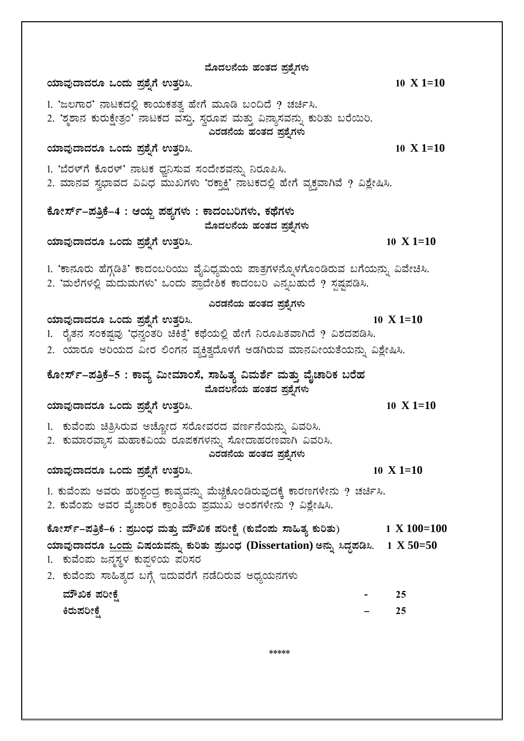**ಮೊದಲನೆಯ ಹಂತದ ಪ್ರಶ್ನೆಗಳು**

**ಯಾವುದಾದರೂ ಒಂದು ಪ್ರಶ್ನೆಗೆ ಉತ್ತರಿಸಿ.** **10 X 1=10**

1. 'ಜಲಗಾರ' ನಾಟಕದಲ್ಲಿ ಕಾಯಕತತ್ವ ಹೇಗೆ ಮೂಡಿ ಬಂದಿದೆ ? ಚರ್ಚಿಸಿ.
2. 'ಶ್ಮಶಾನ ಕುರುಕ್ಷೇತ್ರಂ' ನಾಟಕದ ವಸ್ತು, ಸ್ವರೂಪ ಮತ್ತು ವಿನ್ಯಾಸವನ್ನು ಕುರಿತು ಬರೆಯಿರಿ.

**ಎರಡನೆಯ ಹಂತದ ಪ್ರಶ್ನೆಗಳು**

**ಯಾವುದಾದರೂ ಒಂದು ಪ್ರಶ್ನೆಗೆ ಉತ್ತರಿಸಿ.** **10 X 1=10**

1. 'ಬೆರಳ್‌ಗೆ ಕೊರಳ್' ನಾಟಕ ಧ್ವನಿಸುವ ಸಂದೇಶವನ್ನು ನಿರೂಪಿಸಿ.
2. ಮಾನವ ಸ್ವಭಾವದ ವಿವಿಧ ಮುಖಗಳು 'ರಕ್ತಾಕ್ಷಿ' ನಾಟಕದಲ್ಲಿ ಹೇಗೆ ವ್ಯಕ್ತವಾಗಿವೆ ? ವಿಶ್ಲೇಷಿಸಿ.

## ಕೋರ್ಸ್–ಪತ್ರಿಕೆ–4 : ಆಯ್ದ ಪಠ್ಯಗಳು : ಕಾದಂಬರಿಗಳು, ಕಥೆಗಳು

**ಮೊದಲನೆಯ ಹಂತದ ಪ್ರಶ್ನೆಗಳು**

**ಯಾವುದಾದರೂ ಒಂದು ಪ್ರಶ್ನೆಗೆ ಉತ್ತರಿಸಿ.** **10 X 1=10**

1. 'ಕಾನೂರು ಹೆಗ್ಗಡಿತಿ' ಕಾದಂಬರಿಯು ವೈವಿಧ್ಯಮಯ ಪಾತ್ರಗಳನ್ನೊಳಗೊಂಡಿರುವ ಬಗೆಯನ್ನು ವಿವೇಚಿಸಿ.
2. 'ಮಲೆಗಳಲ್ಲಿ ಮದುಮಗಳು' ಒಂದು ಪ್ರಾದೇಶಿಕ ಕಾದಂಬರಿ ಎನ್ನಬಹುದೆ ? ಸ್ಪಷ್ಟಪಡಿಸಿ.

**ಎರಡನೆಯ ಹಂತದ ಪ್ರಶ್ನೆಗಳು**

**ಯಾವುದಾದರೂ ಒಂದು ಪ್ರಶ್ನೆಗೆ ಉತ್ತರಿಸಿ.** **10 X 1=10**

1. ರೈತನ ಸಂಕಷ್ಟವು 'ಧನ್ವಂತರಿ ಚಿಕಿತ್ಸೆ' ಕಥೆಯಲ್ಲಿ ಹೇಗೆ ನಿರೂಪಿತವಾಗಿದೆ ? ವಿಶದಪಡಿಸಿ.
2. ಯಾರೂ ಅರಿಯದ ವೀರ ಲಿಂಗನ ವ್ಯಕ್ತಿತ್ವದೊಳಗೆ ಅಡಗಿರುವ ಮಾನವೀಯತೆಯನ್ನು ವಿಶ್ಲೇಷಿಸಿ.

## ಕೋರ್ಸ್–ಪತ್ರಿಕೆ–5 : ಕಾವ್ಯ ಮೀಮಾಂಸೆ, ಸಾಹಿತ್ಯ ವಿಮರ್ಶೆ ಮತ್ತು ವೈಚಾರಿಕ ಬರೆಹ

**ಮೊದಲನೆಯ ಹಂತದ ಪ್ರಶ್ನೆಗಳು**

**ಯಾವುದಾದರೂ ಒಂದು ಪ್ರಶ್ನೆಗೆ ಉತ್ತರಿಸಿ.** **10 X 1=10**

1. ಕುವೆಂಪು ಚಿತ್ರಿಸಿರುವ ಅಚ್ಛೋದ ಸರೋವರದ ವರ್ಣನೆಯನ್ನು ವಿವರಿಸಿ.
2. ಕುಮಾರವ್ಯಾಸ ಮಹಾಕವಿಯ ರೂಪಕಗಳನ್ನು ಸೋದಾಹರಣವಾಗಿ ವಿವರಿಸಿ.

**ಎರಡನೆಯ ಹಂತದ ಪ್ರಶ್ನೆಗಳು**

**ಯಾವುದಾದರೂ ಒಂದು ಪ್ರಶ್ನೆಗೆ ಉತ್ತರಿಸಿ.** **10 X 1=10**

1. ಕುವೆಂಪು ಅವರು ಹರಿಶ್ಚಂದ್ರ ಕಾವ್ಯವನ್ನು ಮೆಚ್ಚಿಕೊಂಡಿರುವುದಕ್ಕೆ ಕಾರಣಗಳೇನು ? ಚರ್ಚಿಸಿ.
2. ಕುವೆಂಪು ಅವರ ವೈಚಾರಿಕ ಕ್ರಾಂತಿಯ ಪ್ರಮುಖ ಅಂಶಗಳೇನು ? ವಿಶ್ಲೇಷಿಸಿ.

## ಕೋರ್ಸ್–ಪತ್ರಿಕೆ–6 : ಪ್ರಬಂಧ ಮತ್ತು ಮೌಖಿಕ ಪರೀಕ್ಷೆ (ಕುವೆಂಪು ಸಾಹಿತ್ಯ ಕುರಿತು) 1 X 100=100

**ಯಾವುದಾದರೂ ಒಂದು ವಿಷಯವನ್ನು ಕುರಿತು ಪ್ರಬಂಧ (Dissertation) ಅನ್ನು ಸಿದ್ಧಪಡಿಸಿ.** **1 X 50=50**

1. ಕುವೆಂಪು ಜನ್ಮಸ್ಥಳ ಕುಪ್ಪಳಿಯ ಪರಿಸರ
2. ಕುವೆಂಪು ಸಾಹಿತ್ಯದ ಬಗ್ಗೆ ಇದುವರೆಗೆ ನಡೆದಿರುವ ಅಧ್ಯಯನಗಳು

**ಮೌಖಿಕ ಪರೀಕ್ಷೆ** - 25

**ಕಿರುಪರೀಕ್ಷೆ** – 25

\*\*\*\*\*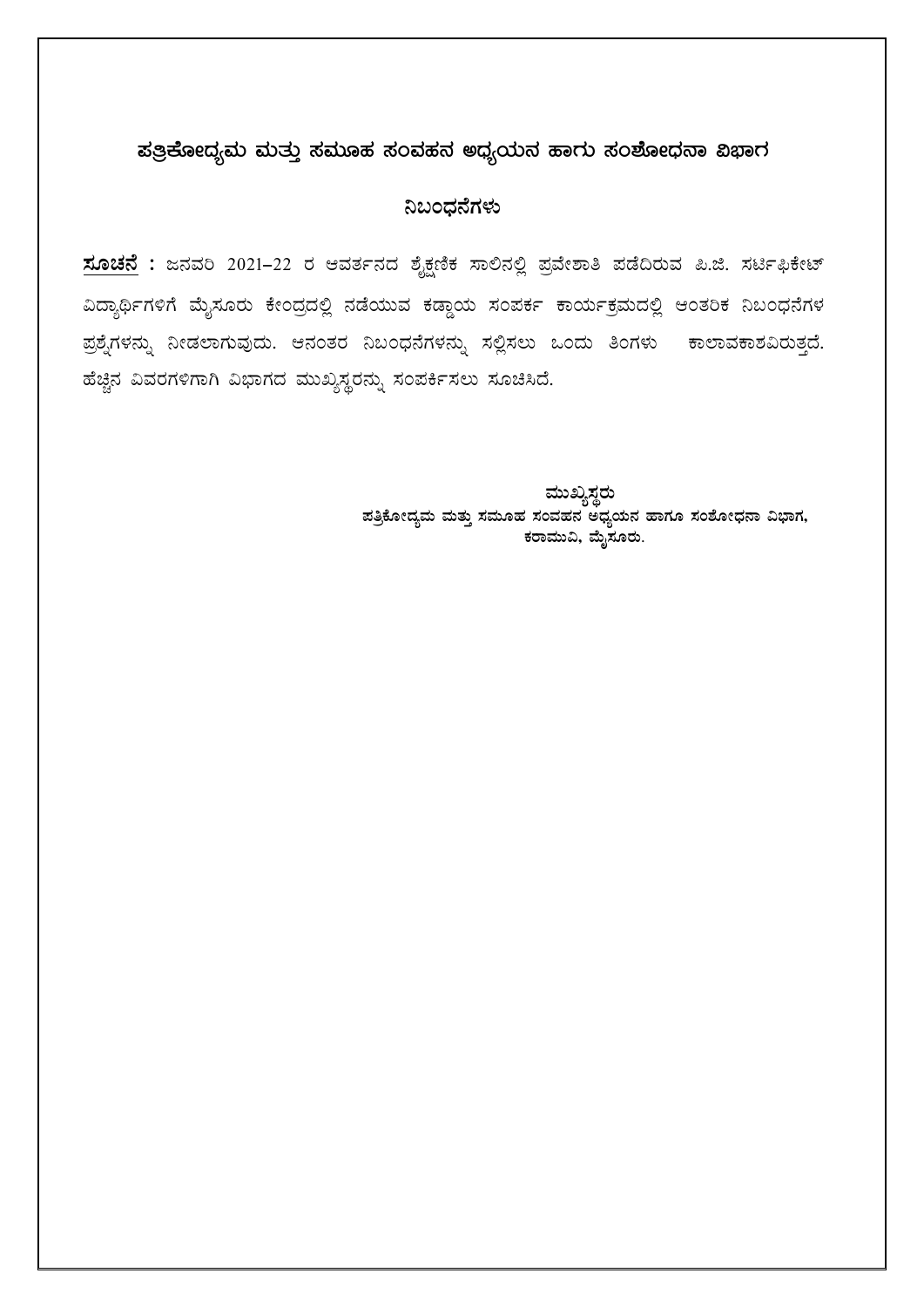## ಪತ್ರಿಕೋದ್ಯಮ ಮತ್ತು ಸಮೂಹ ಸಂವಹನ ಅಧ್ಯಯನ ಹಾಗು ಸಂಶೋಧನಾ ವಿಭಾಗ

### ನಿಬಂಧನೆಗಳು

**ಸೂಚನೆ :** ಜನವರಿ 2021–22 ರ ಆವರ್ತನದ ಶೈಕ್ಷಣಿಕ ಸಾಲಿನಲ್ಲಿ ಪ್ರವೇಶಾತಿ ಪಡೆದಿರುವ ಪಿ.ಜಿ. ಸರ್ಟಿಫಿಕೇಟ್ ವಿದ್ಯಾರ್ಥಿಗಳಿಗೆ ಮೈಸೂರು ಕೇಂದ್ರದಲ್ಲಿ ನಡೆಯುವ ಕಡ್ಡಾಯ ಸಂಪರ್ಕ ಕಾರ್ಯಕ್ರಮದಲ್ಲಿ ಆಂತರಿಕ ನಿಬಂಧನೆಗಳ ಪ್ರಶ್ನೆಗಳನ್ನು ನೀಡಲಾಗುವುದು. ಆನಂತರ ನಿಬಂಧನೆಗಳನ್ನು ಸಲ್ಲಿಸಲು ಒಂದು ತಿಂಗಳು ಕಾಲಾವಕಾಶವಿರುತ್ತದೆ. ಹೆಚ್ಚಿನ ವಿವರಗಳಿಗಾಗಿ ವಿಭಾಗದ ಮುಖ್ಯಸ್ಥರನ್ನು ಸಂಪರ್ಕಿಸಲು ಸೂಚಿಸಿದೆ.

**ಮುಖ್ಯಸ್ಥರು**
**ಪತ್ರಿಕೋದ್ಯಮ ಮತ್ತು ಸಮೂಹ ಸಂವಹನ ಅಧ್ಯಯನ ಹಾಗೂ ಸಂಶೋಧನಾ ವಿಭಾಗ,**
**ಕರಾಮುವಿ, ಮೈಸೂರು.**